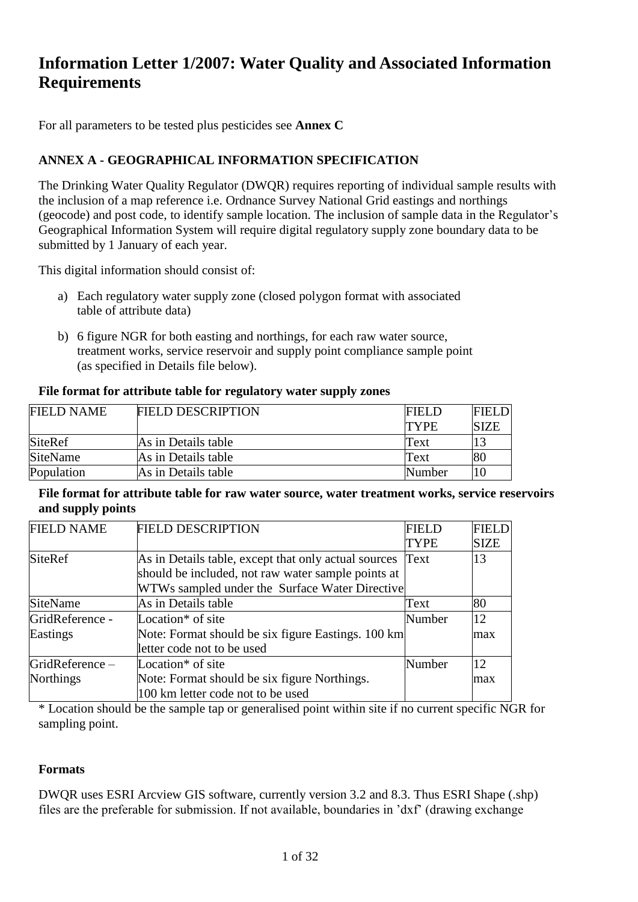# Information Letter 1/2007: Water Quality and Associated Information Requirements

For all parameters to be tested plus pesticides see **Annex C**

### ANNEX A - GEOGRAPHICAL INFORMATION SPECIFICATION

The Drinking Water Quality Regulator (DWQR) requires reporting of individual sample results with the inclusion of a map reference i.e. Ordnance Survey National Grid eastings and northings (geocode) and post code, to identify sample location. The inclusion of sample data in the Regulator's Geographical Information System will require digital regulatory supply zone boundary data to be submitted by 1 January of each year.

This digital information should consist of:

a) Each regulatory water supply zone (closed polygon format with associated table of attribute data)

b) 6 figure NGR for both easting and northings, for each raw water source, treatment works, service reservoir and supply point compliance sample point (as specified in Details file below).

**File format for attribute table for regulatory water supply zones**

| FIELD NAME | FIELD DESCRIPTION | FIELD TYPE | FIELD SIZE |
|---|---|---|---|
| SiteRef | As in Details table | Text | 13 |
| SiteName | As in Details table | Text | 80 |
| Population | As in Details table | Number | 10 |

**File format for attribute table for raw water source, water treatment works, service reservoirs and supply points**

| FIELD NAME | FIELD DESCRIPTION | FIELD TYPE | FIELD SIZE |
|---|---|---|---|
| SiteRef | As in Details table, except that only actual sources should be included, not raw water sample points at WTWs sampled under the Surface Water Directive | Text | 13 |
| SiteName | As in Details table | Text | 80 |
| GridReference - Eastings | Location* of site Note: Format should be six figure Eastings. 100 km letter code not to be used | Number | 12 max |
| GridReference – Northings | Location* of site Note: Format should be six figure Northings. 100 km letter code not to be used | Number | 12 max |

\* Location should be the sample tap or generalised point within site if no current specific NGR for sampling point.

#### Formats

DWQR uses ESRI Arcview GIS software, currently version 3.2 and 8.3. Thus ESRI Shape (.shp) files are the preferable for submission. If not available, boundaries in 'dxf' (drawing exchange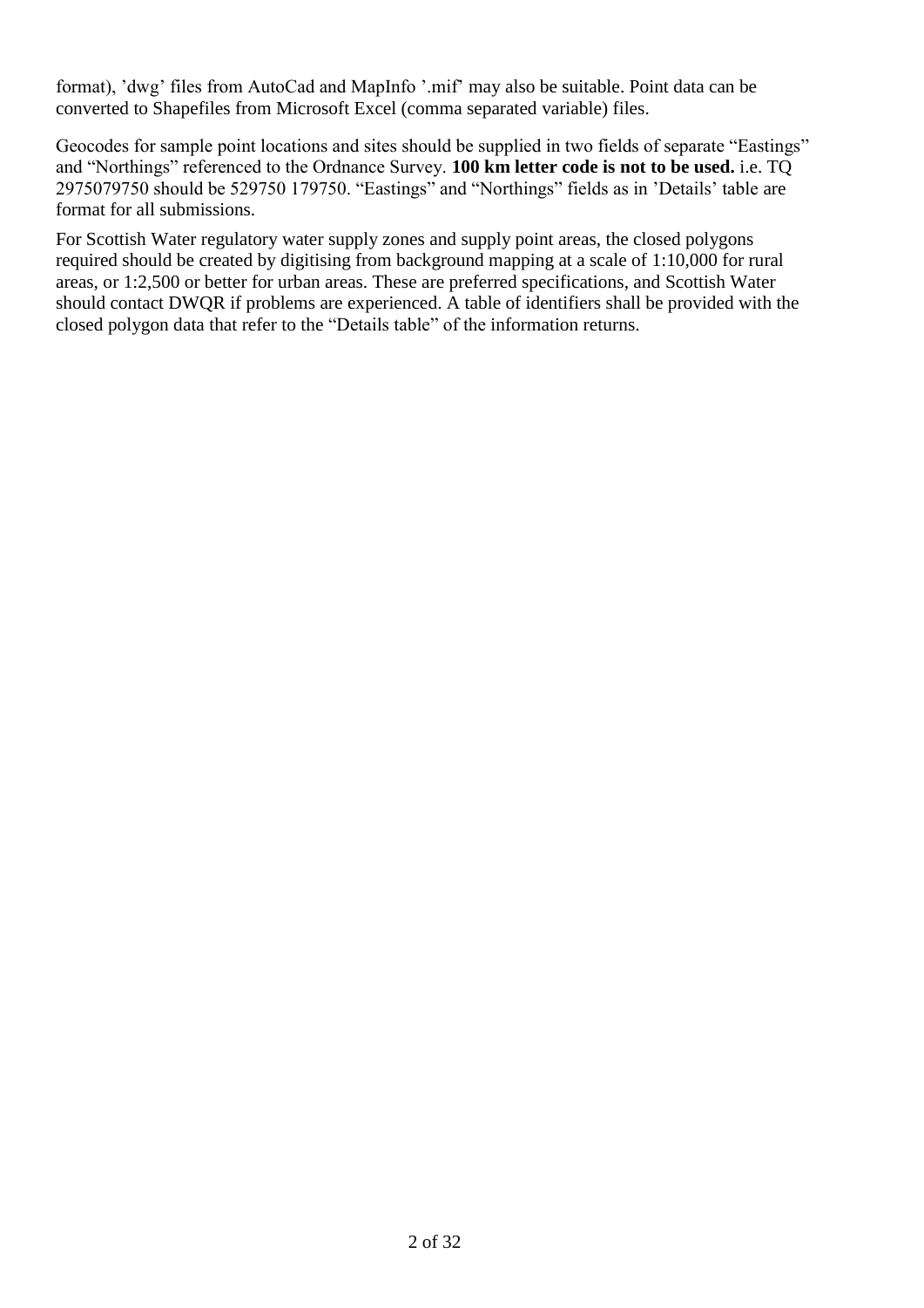format), 'dwg' files from AutoCad and MapInfo '.mif' may also be suitable. Point data can be converted to Shapefiles from Microsoft Excel (comma separated variable) files.

Geocodes for sample point locations and sites should be supplied in two fields of separate "Eastings" and "Northings" referenced to the Ordnance Survey. **100 km letter code is not to be used.** i.e. TQ 2975079750 should be 529750 179750. "Eastings" and "Northings" fields as in 'Details' table are format for all submissions.

For Scottish Water regulatory water supply zones and supply point areas, the closed polygons required should be created by digitising from background mapping at a scale of 1:10,000 for rural areas, or 1:2,500 or better for urban areas. These are preferred specifications, and Scottish Water should contact DWQR if problems are experienced. A table of identifiers shall be provided with the closed polygon data that refer to the "Details table" of the information returns.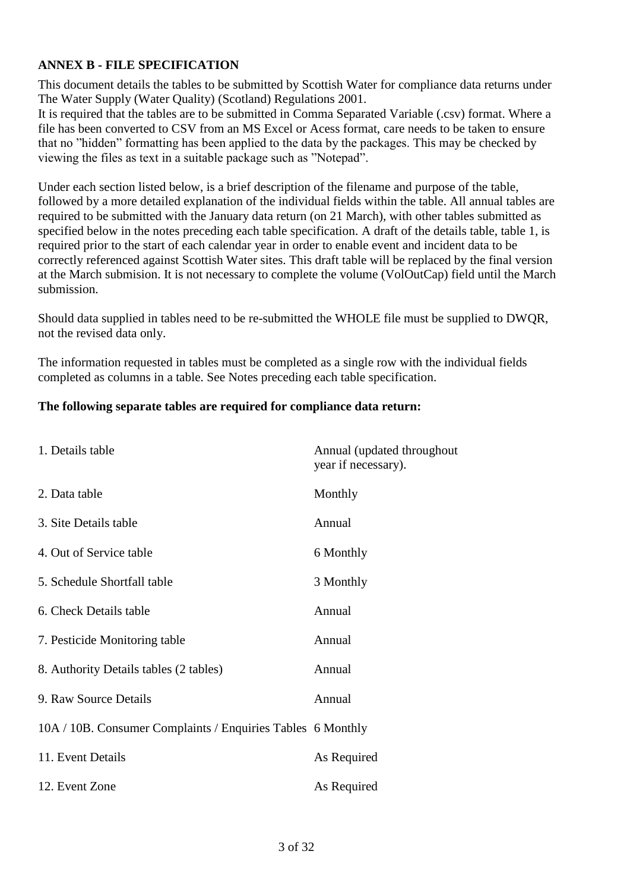## ANNEX B - FILE SPECIFICATION

This document details the tables to be submitted by Scottish Water for compliance data returns under The Water Supply (Water Quality) (Scotland) Regulations 2001.
It is required that the tables are to be submitted in Comma Separated Variable (.csv) format. Where a file has been converted to CSV from an MS Excel or Acess format, care needs to be taken to ensure that no "hidden" formatting has been applied to the data by the packages. This may be checked by viewing the files as text in a suitable package such as "Notepad".

Under each section listed below, is a brief description of the filename and purpose of the table, followed by a more detailed explanation of the individual fields within the table. All annual tables are required to be submitted with the January data return (on 21 March), with other tables submitted as specified below in the notes preceding each table specification. A draft of the details table, table 1, is required prior to the start of each calendar year in order to enable event and incident data to be correctly referenced against Scottish Water sites. This draft table will be replaced by the final version at the March submision. It is not necessary to complete the volume (VolOutCap) field until the March submission.

Should data supplied in tables need to be re-submitted the WHOLE file must be supplied to DWQR, not the revised data only.

The information requested in tables must be completed as a single row with the individual fields completed as columns in a table. See Notes preceding each table specification.

**The following separate tables are required for compliance data return:**

| Table | Frequency |
|---|---|
| 1. Details table | Annual (updated throughout year if necessary). |
| 2. Data table | Monthly |
| 3. Site Details table | Annual |
| 4. Out of Service table | 6 Monthly |
| 5. Schedule Shortfall table | 3 Monthly |
| 6. Check Details table | Annual |
| 7. Pesticide Monitoring table | Annual |
| 8. Authority Details tables (2 tables) | Annual |
| 9. Raw Source Details | Annual |
| 10A / 10B. Consumer Complaints / Enquiries Tables | 6 Monthly |
| 11. Event Details | As Required |
| 12. Event Zone | As Required |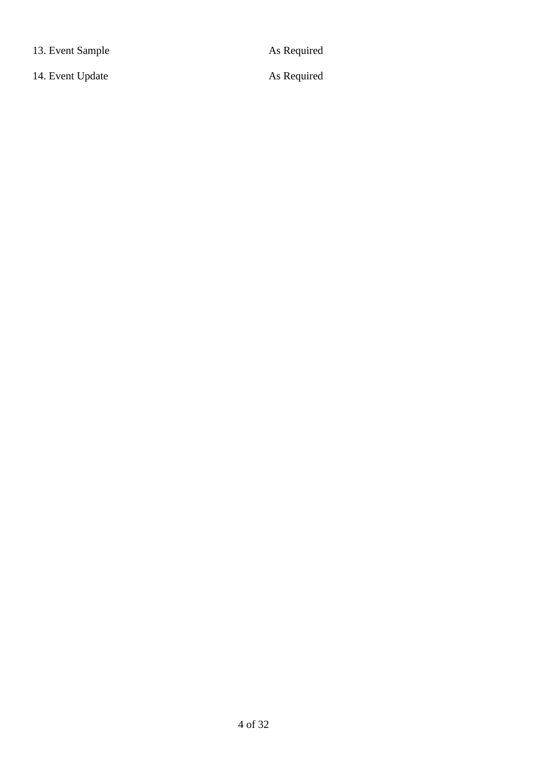13. Event Sample As Required

14. Event Update As Required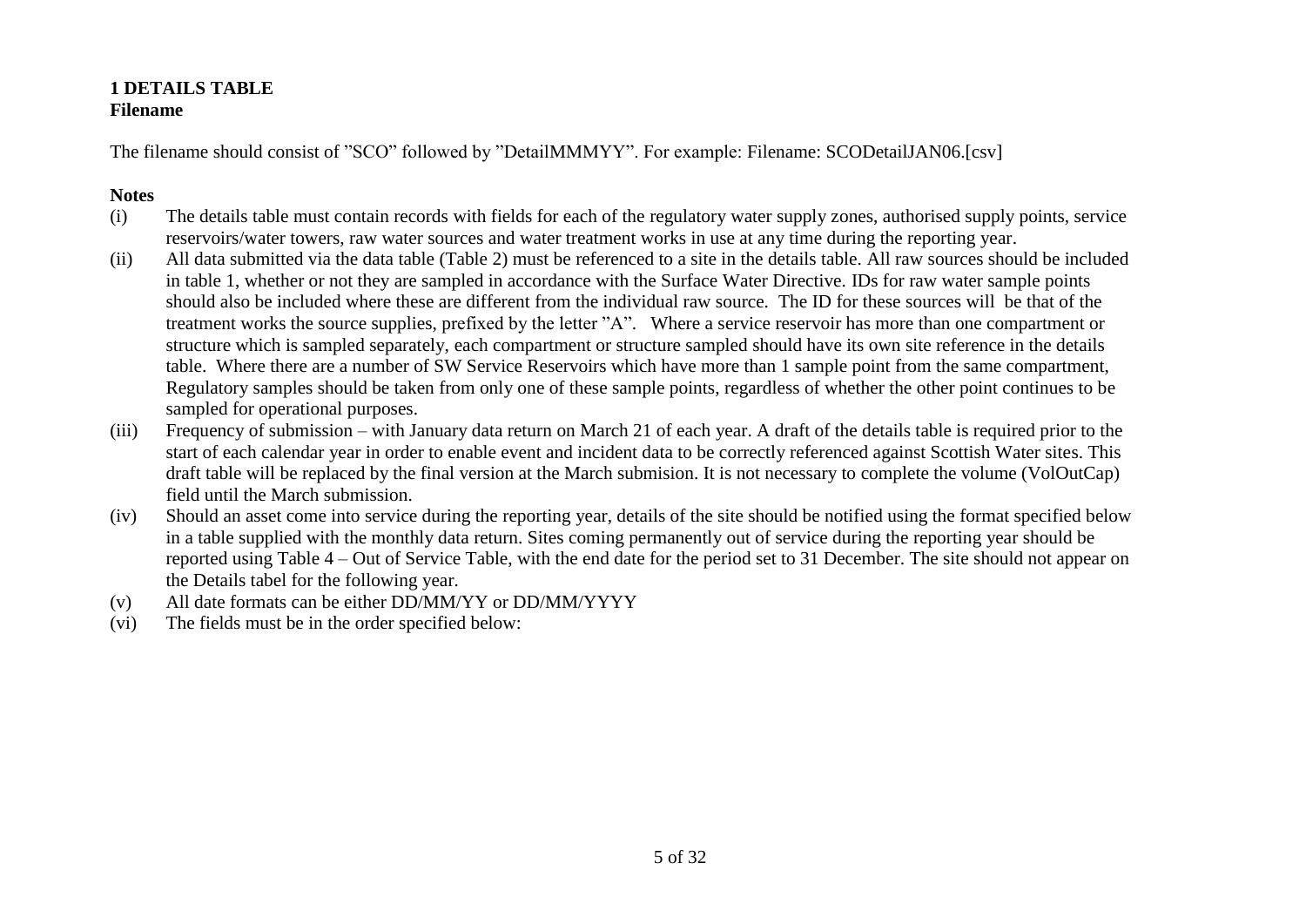## 1 DETAILS TABLE

**Filename**

The filename should consist of ”SCO” followed by ”DetailMMMYY”. For example: Filename: SCODetailJAN06.[csv]

**Notes**

(i) The details table must contain records with fields for each of the regulatory water supply zones, authorised supply points, service reservoirs/water towers, raw water sources and water treatment works in use at any time during the reporting year.

(ii) All data submitted via the data table (Table 2) must be referenced to a site in the details table. All raw sources should be included in table 1, whether or not they are sampled in accordance with the Surface Water Directive. IDs for raw water sample points should also be included where these are different from the individual raw source. The ID for these sources will be that of the treatment works the source supplies, prefixed by the letter ”A”. Where a service reservoir has more than one compartment or structure which is sampled separately, each compartment or structure sampled should have its own site reference in the details table. Where there are a number of SW Service Reservoirs which have more than 1 sample point from the same compartment, Regulatory samples should be taken from only one of these sample points, regardless of whether the other point continues to be sampled for operational purposes.

(iii) Frequency of submission – with January data return on March 21 of each year. A draft of the details table is required prior to the start of each calendar year in order to enable event and incident data to be correctly referenced against Scottish Water sites. This draft table will be replaced by the final version at the March submision. It is not necessary to complete the volume (VolOutCap) field until the March submission.

(iv) Should an asset come into service during the reporting year, details of the site should be notified using the format specified below in a table supplied with the monthly data return. Sites coming permanently out of service during the reporting year should be reported using Table 4 – Out of Service Table, with the end date for the period set to 31 December. The site should not appear on the Details tabel for the following year.

(v) All date formats can be either DD/MM/YY or DD/MM/YYYY

(vi) The fields must be in the order specified below: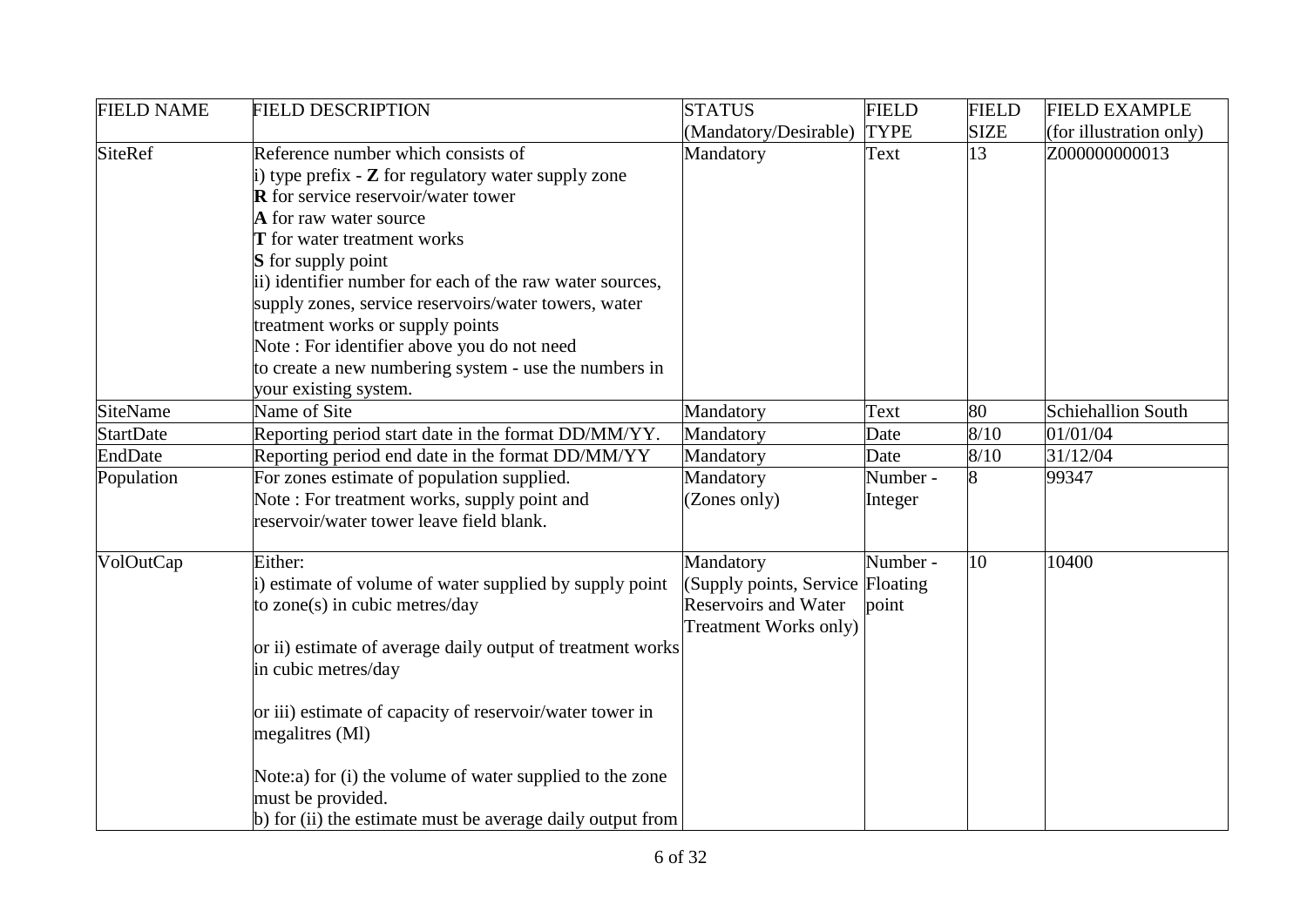| FIELD NAME | FIELD DESCRIPTION | STATUS (Mandatory/Desirable) | FIELD TYPE | FIELD SIZE | FIELD EXAMPLE (for illustration only) |
|---|---|---|---|---|---|
| SiteRef | Reference number which consists of<br>i) type prefix - **Z** for regulatory water supply zone<br>**R** for service reservoir/water tower<br>**A** for raw water source<br>**T** for water treatment works<br>**S** for supply point<br>ii) identifier number for each of the raw water sources, supply zones, service reservoirs/water towers, water treatment works or supply points<br>Note : For identifier above you do not need to create a new numbering system - use the numbers in your existing system. | Mandatory | Text | 13 | Z000000000013 |
| SiteName | Name of Site | Mandatory | Text | 80 | Schiehallion South |
| StartDate | Reporting period start date in the format DD/MM/YY. | Mandatory | Date | 8/10 | 01/01/04 |
| EndDate | Reporting period end date in the format DD/MM/YY | Mandatory | Date | 8/10 | 31/12/04 |
| Population | For zones estimate of population supplied.<br>Note : For treatment works, supply point and reservoir/water tower leave field blank. | Mandatory (Zones only) | Number - Integer | 8 | 99347 |
| VolOutCap | Either:<br>i) estimate of volume of water supplied by supply point to zone(s) in cubic metres/day<br><br>or ii) estimate of average daily output of treatment works in cubic metres/day<br><br>or iii) estimate of capacity of reservoir/water tower in megalitres (Ml)<br><br>Note:a) for (i) the volume of water supplied to the zone must be provided.<br>b) for (ii) the estimate must be average daily output from | Mandatory (Supply points, Service Reservoirs and Water Treatment Works only) | Number - Floating point | 10 | 10400 |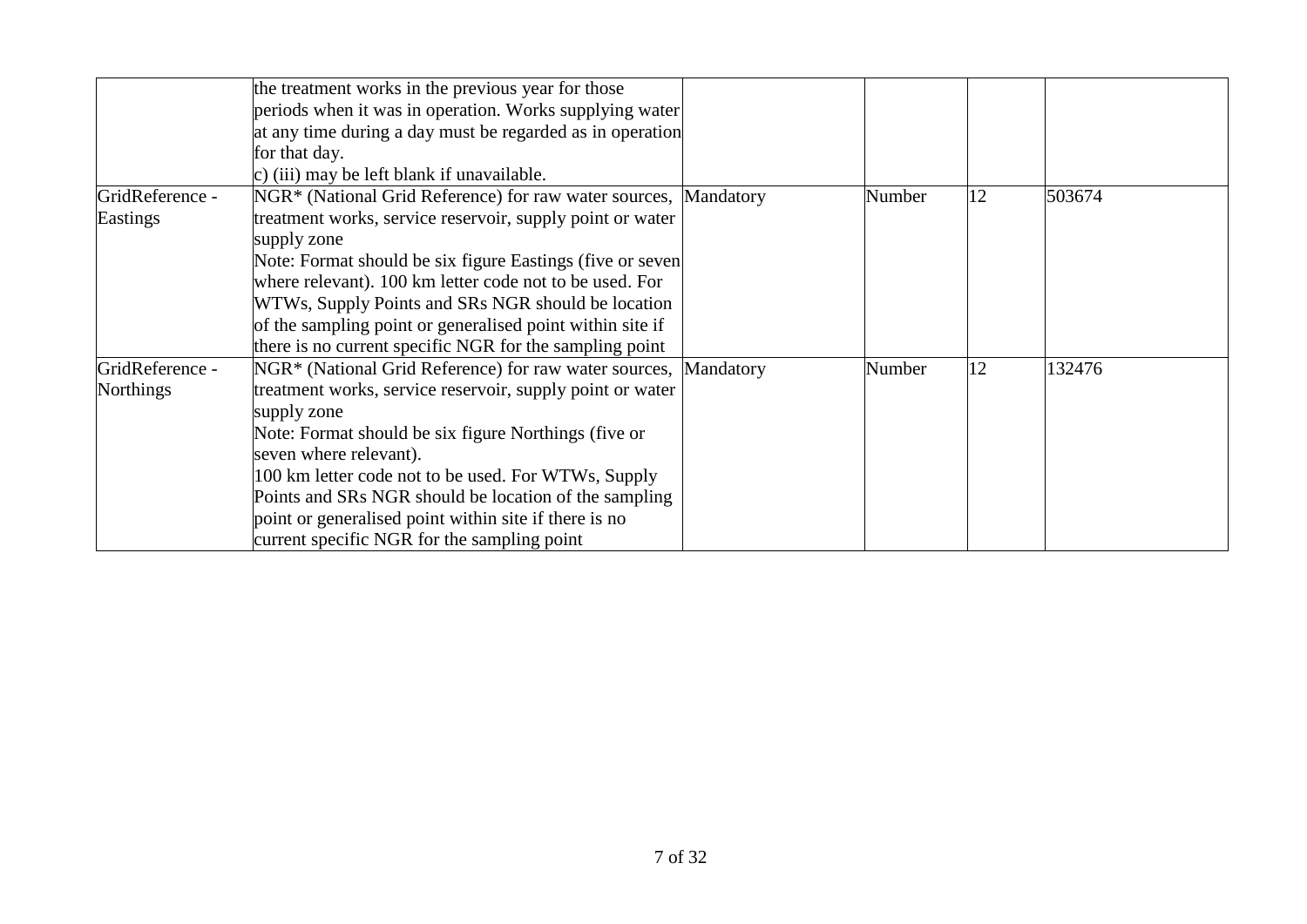| | | | | | |
|---|---|---|---|---|---|
| | the treatment works in the previous year for those periods when it was in operation. Works supplying water at any time during a day must be regarded as in operation for that day.<br>c) (iii) may be left blank if unavailable. | | | | |
| GridReference - Eastings | NGR* (National Grid Reference) for raw water sources, treatment works, service reservoir, supply point or water supply zone<br>Note: Format should be six figure Eastings (five or seven where relevant). 100 km letter code not to be used. For WTWs, Supply Points and SRs NGR should be location of the sampling point or generalised point within site if there is no current specific NGR for the sampling point | Mandatory | Number | 12 | 503674 |
| GridReference - Northings | NGR* (National Grid Reference) for raw water sources, treatment works, service reservoir, supply point or water supply zone<br>Note: Format should be six figure Northings (five or seven where relevant).<br>100 km letter code not to be used. For WTWs, Supply Points and SRs NGR should be location of the sampling point or generalised point within site if there is no current specific NGR for the sampling point | Mandatory | Number | 12 | 132476 |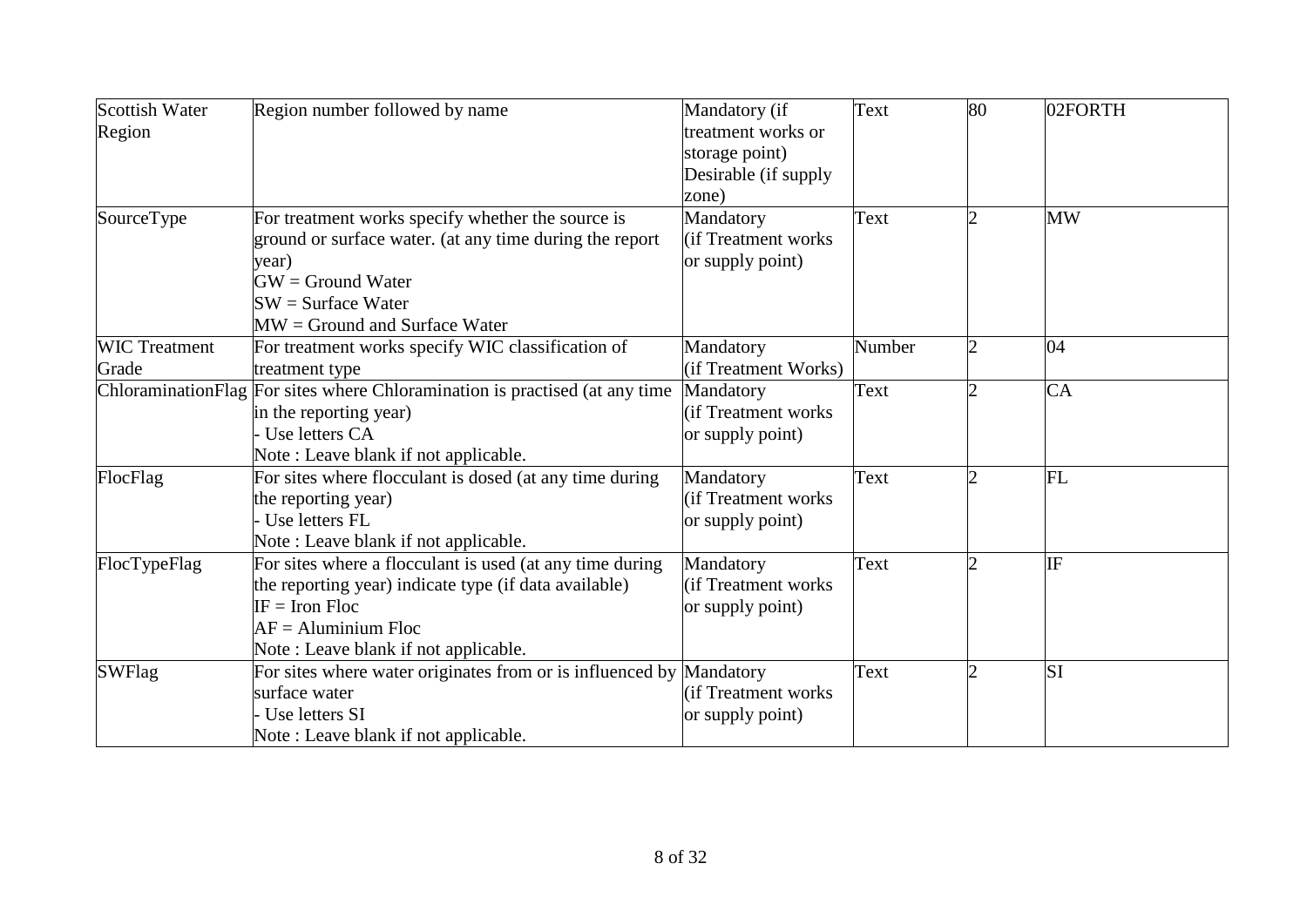| Scottish Water Region | Region number followed by name | Mandatory (if treatment works or storage point) Desirable (if supply zone) | Text | 80 | 02FORTH |
|---|---|---|---|---|---|
| SourceType | For treatment works specify whether the source is ground or surface water. (at any time during the report year)<br>GW = Ground Water<br>SW = Surface Water<br>MW = Ground and Surface Water | Mandatory (if Treatment works or supply point) | Text | 2 | MW |
| WIC Treatment Grade | For treatment works specify WIC classification of treatment type | Mandatory (if Treatment Works) | Number | 2 | 04 |
| ChloraminationFlag | For sites where Chloramination is practised (at any time in the reporting year)<br>- Use letters CA<br>Note : Leave blank if not applicable. | Mandatory (if Treatment works or supply point) | Text | 2 | CA |
| FlocFlag | For sites where flocculant is dosed (at any time during the reporting year)<br>- Use letters FL<br>Note : Leave blank if not applicable. | Mandatory (if Treatment works or supply point) | Text | 2 | FL |
| FlocTypeFlag | For sites where a flocculant is used (at any time during the reporting year) indicate type (if data available)<br>IF = Iron Floc<br>AF = Aluminium Floc<br>Note : Leave blank if not applicable. | Mandatory (if Treatment works or supply point) | Text | 2 | IF |
| SWFlag | For sites where water originates from or is influenced by surface water<br>- Use letters SI<br>Note : Leave blank if not applicable. | Mandatory (if Treatment works or supply point) | Text | 2 | SI |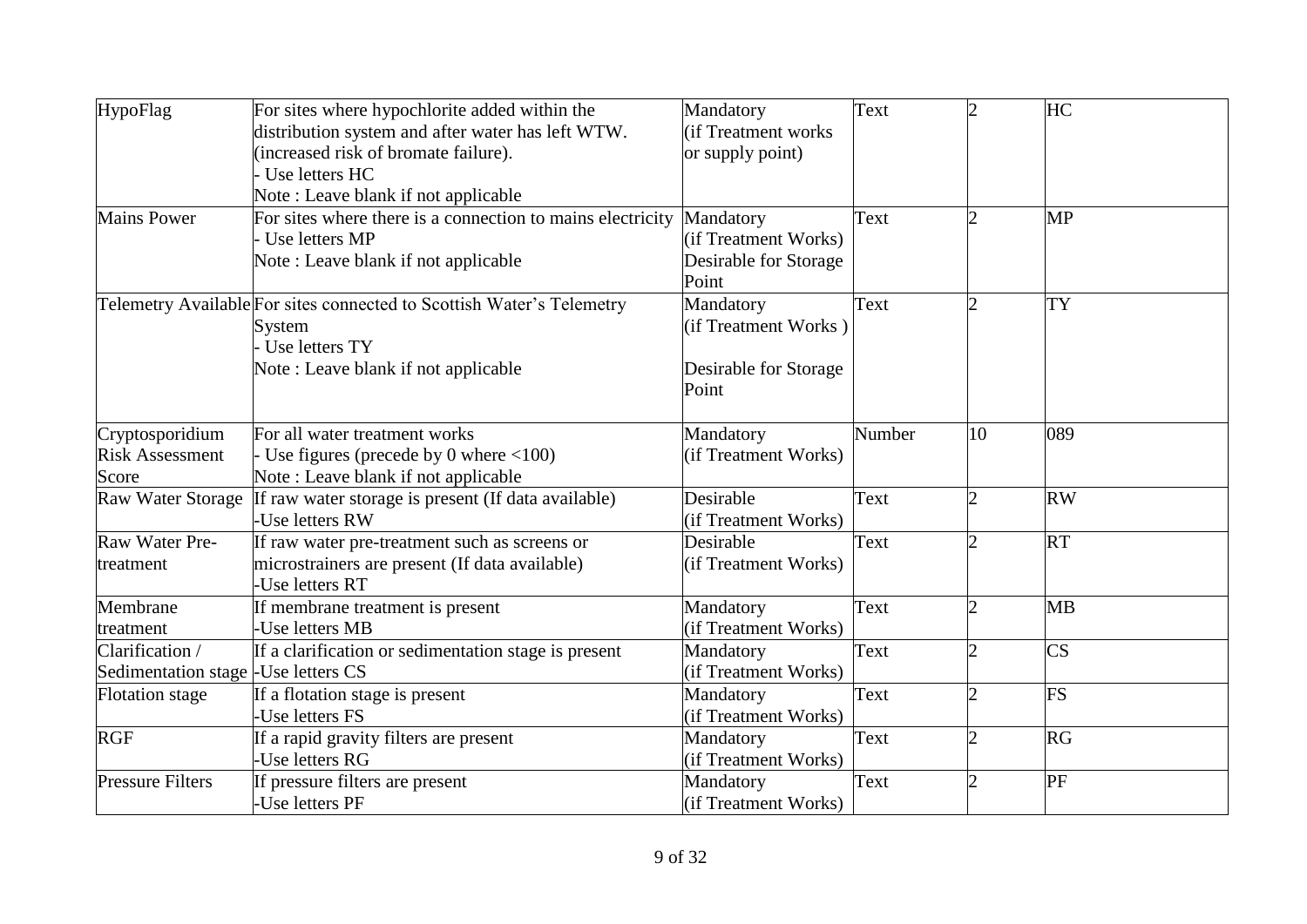| HypoFlag | For sites where hypochlorite added within the distribution system and after water has left WTW. (increased risk of bromate failure).<br>- Use letters HC<br>Note : Leave blank if not applicable | Mandatory (if Treatment works or supply point) | Text | 2 | HC |
|---|---|---|---|---|---|
| Mains Power | For sites where there is a connection to mains electricity<br>- Use letters MP<br>Note : Leave blank if not applicable | Mandatory (if Treatment Works) Desirable for Storage Point | Text | 2 | MP |
| Telemetry Available | For sites connected to Scottish Water's Telemetry System<br>- Use letters TY<br>Note : Leave blank if not applicable | Mandatory (if Treatment Works )<br><br>Desirable for Storage Point | Text | 2 | TY |
| Cryptosporidium Risk Assessment Score | For all water treatment works<br>- Use figures (precede by 0 where <100)<br>Note : Leave blank if not applicable | Mandatory (if Treatment Works) | Number | 10 | 089 |
| Raw Water Storage | If raw water storage is present (If data available)<br>-Use letters RW | Desirable (if Treatment Works) | Text | 2 | RW |
| Raw Water Pre-treatment | If raw water pre-treatment such as screens or microstrainers are present (If data available)<br>-Use letters RT | Desirable (if Treatment Works) | Text | 2 | RT |
| Membrane treatment | If membrane treatment is present<br>-Use letters MB | Mandatory (if Treatment Works) | Text | 2 | MB |
| Clarification / Sedimentation stage | If a clarification or sedimentation stage is present<br>-Use letters CS | Mandatory (if Treatment Works) | Text | 2 | CS |
| Flotation stage | If a flotation stage is present<br>-Use letters FS | Mandatory (if Treatment Works) | Text | 2 | FS |
| RGF | If a rapid gravity filters are present<br>-Use letters RG | Mandatory (if Treatment Works) | Text | 2 | RG |
| Pressure Filters | If pressure filters are present<br>-Use letters PF | Mandatory (if Treatment Works) | Text | 2 | PF |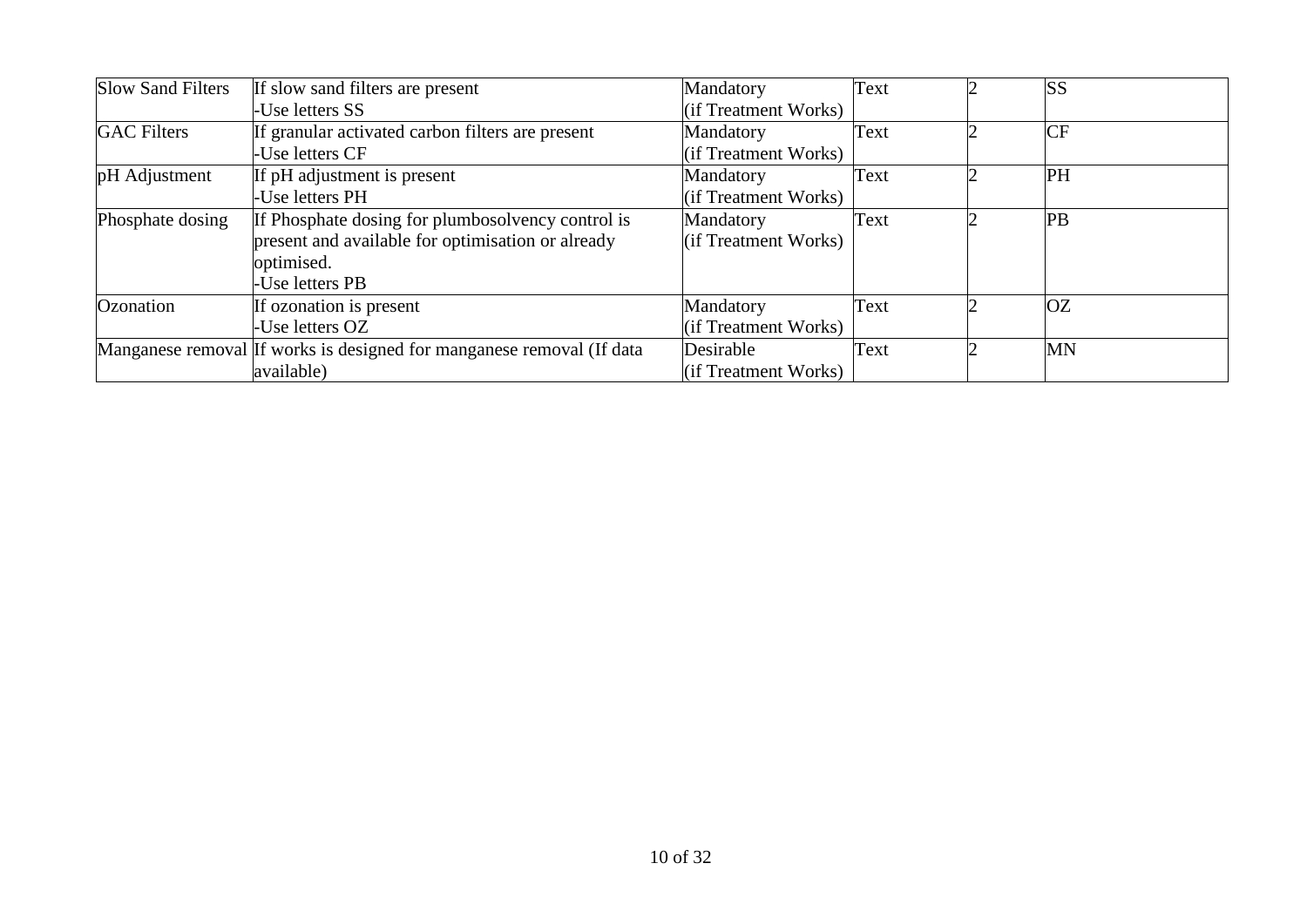| Slow Sand Filters | If slow sand filters are present<br>-Use letters SS | Mandatory<br>(if Treatment Works) | Text | 2 | SS |
|---|---|---|---|---|---|
| GAC Filters | If granular activated carbon filters are present<br>-Use letters CF | Mandatory<br>(if Treatment Works) | Text | 2 | CF |
| pH Adjustment | If pH adjustment is present<br>-Use letters PH | Mandatory<br>(if Treatment Works) | Text | 2 | PH |
| Phosphate dosing | If Phosphate dosing for plumbosolvency control is present and available for optimisation or already optimised.<br>-Use letters PB | Mandatory<br>(if Treatment Works) | Text | 2 | PB |
| Ozonation | If ozonation is present<br>-Use letters OZ | Mandatory<br>(if Treatment Works) | Text | 2 | OZ |
| Manganese removal | If works is designed for manganese removal (If data available) | Desirable<br>(if Treatment Works) | Text | 2 | MN |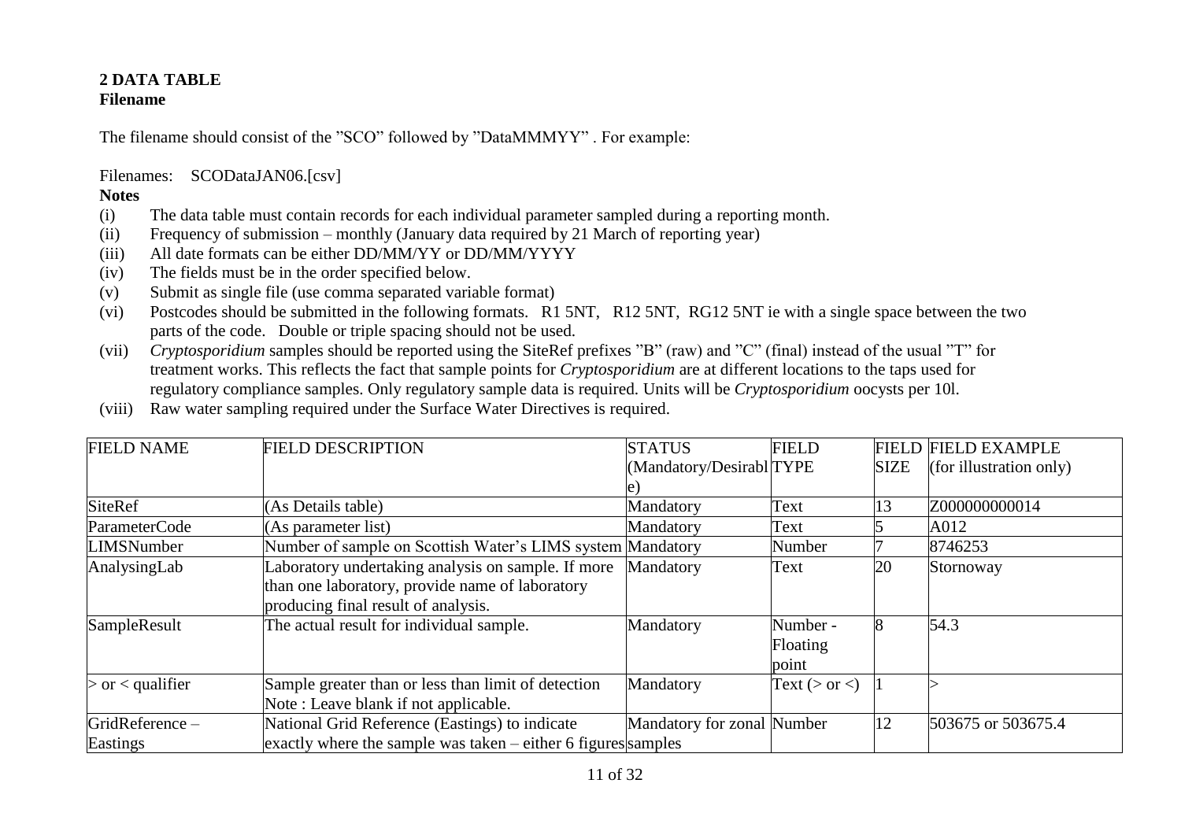**2 DATA TABLE**
**Filename**

The filename should consist of the "SCO" followed by "DataMMMYY" . For example:

Filenames: SCODataJAN06.[csv]

**Notes**

(i) The data table must contain records for each individual parameter sampled during a reporting month.
(ii) Frequency of submission – monthly (January data required by 21 March of reporting year)
(iii) All date formats can be either DD/MM/YY or DD/MM/YYYY
(iv) The fields must be in the order specified below.
(v) Submit as single file (use comma separated variable format)
(vi) Postcodes should be submitted in the following formats. R1 5NT, R12 5NT, RG12 5NT ie with a single space between the two parts of the code. Double or triple spacing should not be used.
(vii) *Cryptosporidium* samples should be reported using the SiteRef prefixes "B" (raw) and "C" (final) instead of the usual "T" for treatment works. This reflects the fact that sample points for *Cryptosporidium* are at different locations to the taps used for regulatory compliance samples. Only regulatory sample data is required. Units will be *Cryptosporidium* oocysts per 10l.
(viii) Raw water sampling required under the Surface Water Directives is required.

| FIELD NAME | FIELD DESCRIPTION | STATUS (Mandatory/Desirable) | FIELD TYPE | FIELD SIZE | FIELD EXAMPLE (for illustration only) |
|---|---|---|---|---|---|
| SiteRef | (As Details table) | Mandatory | Text | 13 | Z000000000014 |
| ParameterCode | (As parameter list) | Mandatory | Text | 5 | A012 |
| LIMSNumber | Number of sample on Scottish Water's LIMS system | Mandatory | Number | 7 | 8746253 |
| AnalysingLab | Laboratory undertaking analysis on sample. If more than one laboratory, provide name of laboratory producing final result of analysis. | Mandatory | Text | 20 | Stornoway |
| SampleResult | The actual result for individual sample. | Mandatory | Number - Floating point | 8 | 54.3 |
| > or < qualifier | Sample greater than or less than limit of detection Note : Leave blank if not applicable. | Mandatory | Text (> or <) | 1 | > |
| GridReference – Eastings | National Grid Reference (Eastings) to indicate exactly where the sample was taken – either 6 figures | Mandatory for zonal samples | Number | 12 | 503675 or 503675.4 |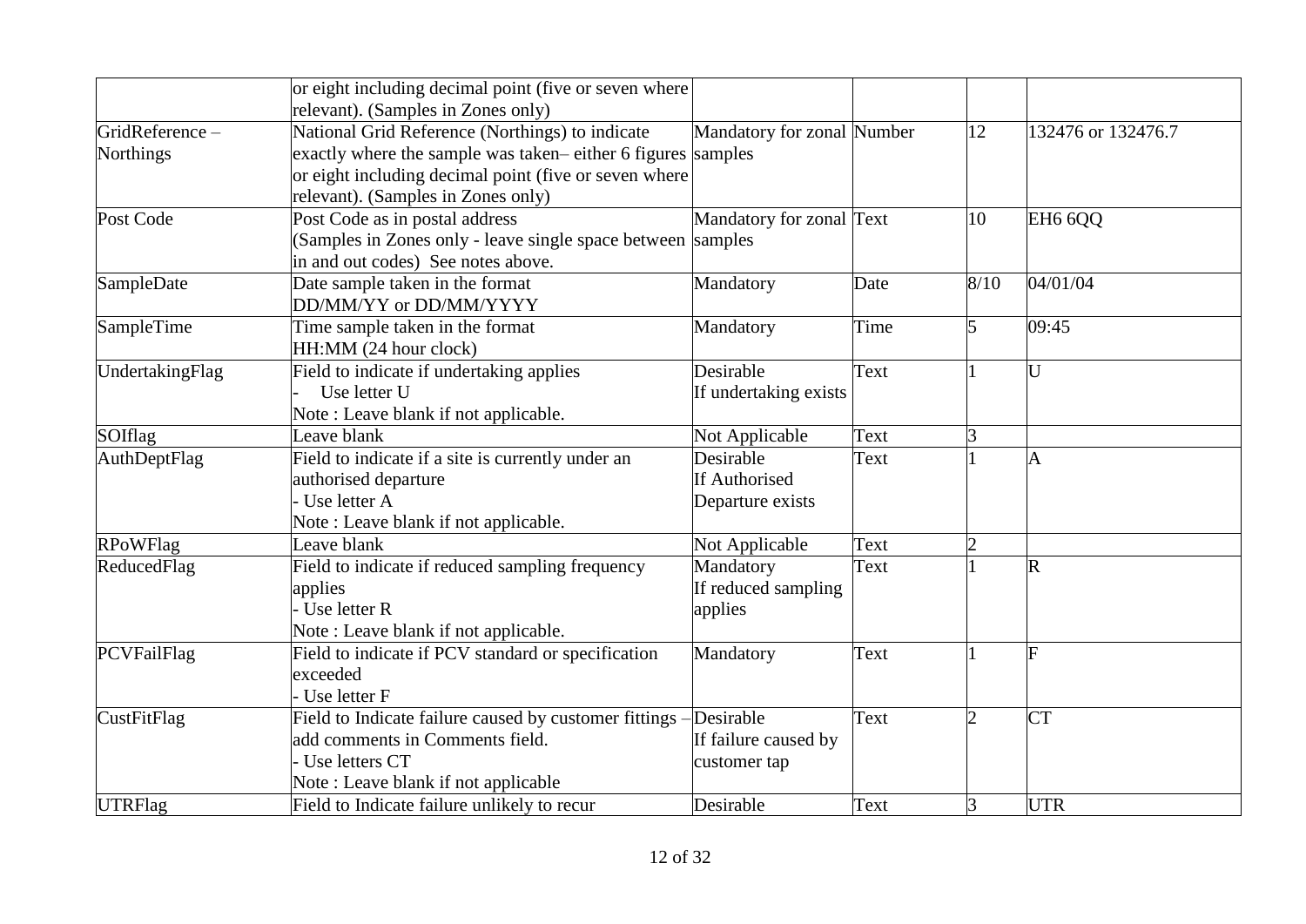| | | | | | |
|---|---|---|---|---|---|
| | or eight including decimal point (five or seven where relevant). (Samples in Zones only) | | | | |
| GridReference – Northings | National Grid Reference (Northings) to indicate exactly where the sample was taken– either 6 figures or eight including decimal point (five or seven where relevant). (Samples in Zones only) | Mandatory for zonal samples | Number | 12 | 132476 or 132476.7 |
| Post Code | Post Code as in postal address (Samples in Zones only - leave single space between in and out codes) See notes above. | Mandatory for zonal samples | Text | 10 | EH6 6QQ |
| SampleDate | Date sample taken in the format DD/MM/YY or DD/MM/YYYY | Mandatory | Date | 8/10 | 04/01/04 |
| SampleTime | Time sample taken in the format HH:MM (24 hour clock) | Mandatory | Time | 5 | 09:45 |
| UndertakingFlag | Field to indicate if undertaking applies<br>- Use letter U<br>Note : Leave blank if not applicable. | Desirable If undertaking exists | Text | 1 | U |
| SOIflag | Leave blank | Not Applicable | Text | 3 | |
| AuthDeptFlag | Field to indicate if a site is currently under an authorised departure<br>- Use letter A<br>Note : Leave blank if not applicable. | Desirable If Authorised Departure exists | Text | 1 | A |
| RPoWFlag | Leave blank | Not Applicable | Text | 2 | |
| ReducedFlag | Field to indicate if reduced sampling frequency applies<br>- Use letter R<br>Note : Leave blank if not applicable. | Mandatory If reduced sampling applies | Text | 1 | R |
| PCVFailFlag | Field to indicate if PCV standard or specification exceeded<br>- Use letter F | Mandatory | Text | 1 | F |
| CustFitFlag | Field to Indicate failure caused by customer fittings – add comments in Comments field.<br>- Use letters CT<br>Note : Leave blank if not applicable | Desirable If failure caused by customer tap | Text | 2 | CT |
| UTRFlag | Field to Indicate failure unlikely to recur | Desirable | Text | 3 | UTR |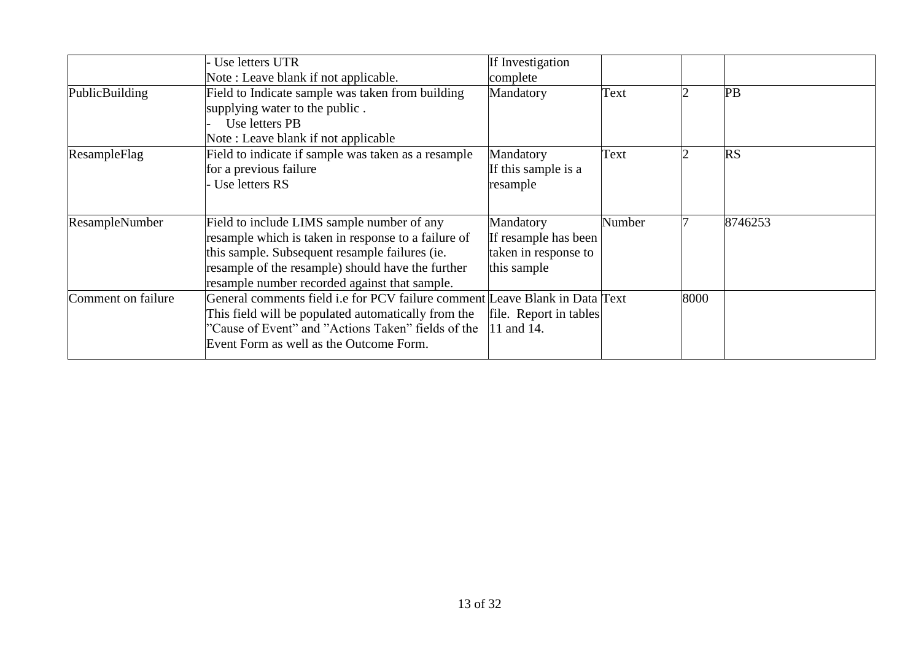| | | | | | |
|---|---|---|---|---|---|
| | - Use letters UTR<br>Note : Leave blank if not applicable. | If Investigation complete | | | |
| PublicBuilding | Field to Indicate sample was taken from building supplying water to the public .<br>- Use letters PB<br>Note : Leave blank if not applicable | Mandatory | Text | 2 | PB |
| ResampleFlag | Field to indicate if sample was taken as a resample for a previous failure<br>- Use letters RS | Mandatory<br>If this sample is a resample | Text | 2 | RS |
| ResampleNumber | Field to include LIMS sample number of any resample which is taken in response to a failure of this sample. Subsequent resample failures (ie. resample of the resample) should have the further resample number recorded against that sample. | Mandatory<br>If resample has been taken in response to this sample | Number | 7 | 8746253 |
| Comment on failure | General comments field i.e for PCV failure comment This field will be populated automatically from the "Cause of Event" and "Actions Taken" fields of the Event Form as well as the Outcome Form. | Leave Blank in Data file. Report in tables 11 and 14. | Text | 8000 | |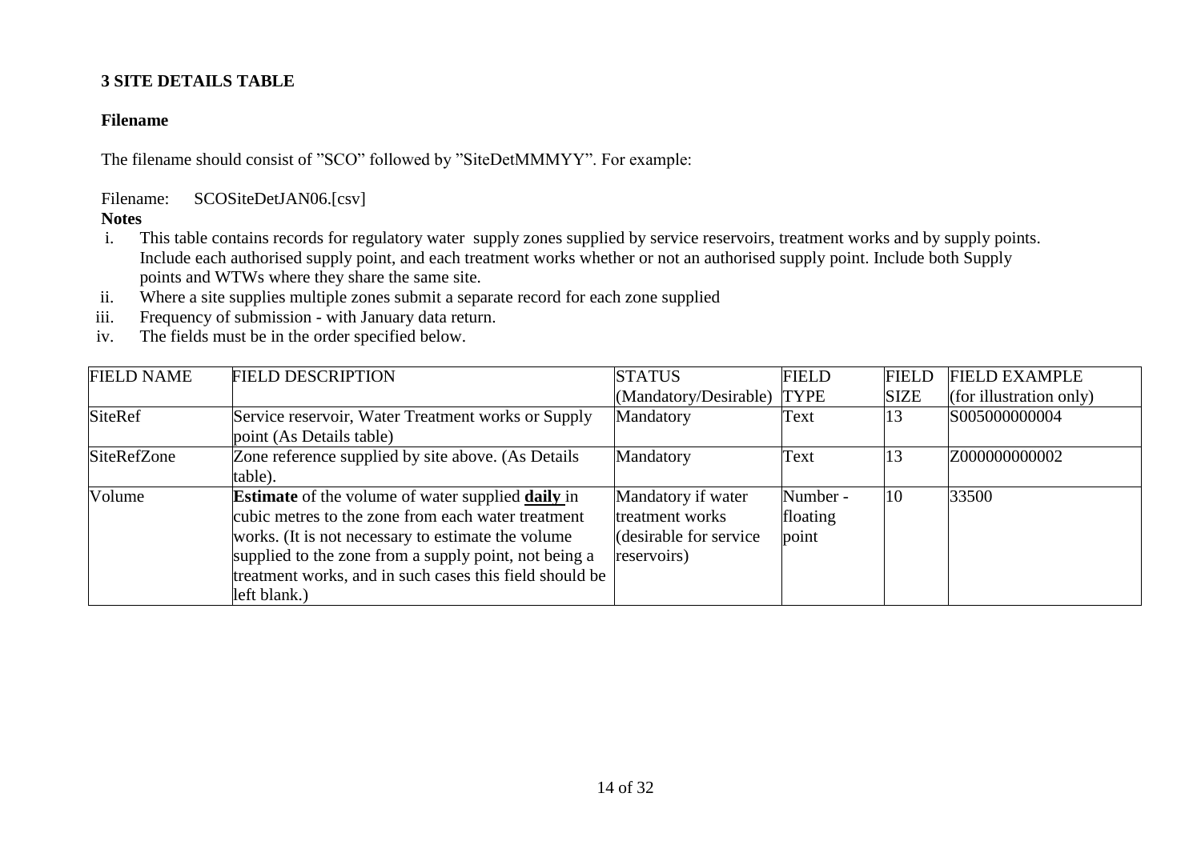### 3 SITE DETAILS TABLE

**Filename**

The filename should consist of "SCO" followed by "SiteDetMMMYY". For example:

Filename: SCOSiteDetJAN06.[csv]

**Notes**

i. This table contains records for regulatory water supply zones supplied by service reservoirs, treatment works and by supply points. Include each authorised supply point, and each treatment works whether or not an authorised supply point. Include both Supply points and WTWs where they share the same site.
ii. Where a site supplies multiple zones submit a separate record for each zone supplied
iii. Frequency of submission - with January data return.
iv. The fields must be in the order specified below.

| FIELD NAME | FIELD DESCRIPTION | STATUS (Mandatory/Desirable) | FIELD TYPE | FIELD SIZE | FIELD EXAMPLE (for illustration only) |
|---|---|---|---|---|---|
| SiteRef | Service reservoir, Water Treatment works or Supply point (As Details table) | Mandatory | Text | 13 | S005000000004 |
| SiteRefZone | Zone reference supplied by site above. (As Details table). | Mandatory | Text | 13 | Z000000000002 |
| Volume | **Estimate** of the volume of water supplied <u>**daily**</u> in cubic metres to the zone from each water treatment works. (It is not necessary to estimate the volume supplied to the zone from a supply point, not being a treatment works, and in such cases this field should be left blank.) | Mandatory if water treatment works (desirable for service reservoirs) | Number - floating point | 10 | 33500 |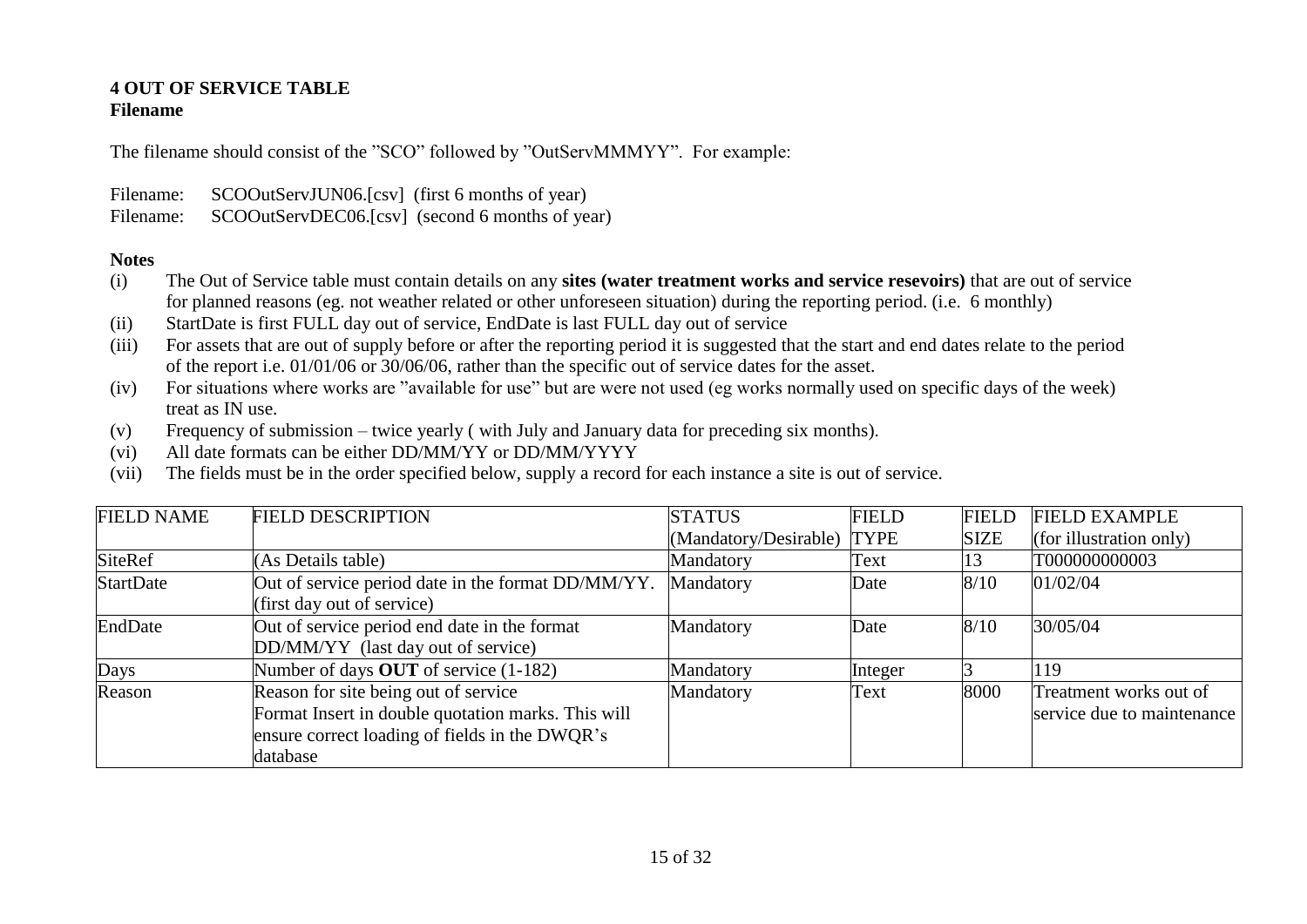## 4 OUT OF SERVICE TABLE

**Filename**

The filename should consist of the ”SCO” followed by ”OutServMMMYY”. For example:

Filename: SCOOutServJUN06.[csv] (first 6 months of year)
Filename: SCOOutServDEC06.[csv] (second 6 months of year)

**Notes**

(i) The Out of Service table must contain details on any **sites (water treatment works and service resevoirs)** that are out of service for planned reasons (eg. not weather related or other unforeseen situation) during the reporting period. (i.e. 6 monthly)

(ii) StartDate is first FULL day out of service, EndDate is last FULL day out of service

(iii) For assets that are out of supply before or after the reporting period it is suggested that the start and end dates relate to the period of the report i.e. 01/01/06 or 30/06/06, rather than the specific out of service dates for the asset.

(iv) For situations where works are ”available for use” but are were not used (eg works normally used on specific days of the week) treat as IN use.

(v) Frequency of submission – twice yearly ( with July and January data for preceding six months).

(vi) All date formats can be either DD/MM/YY or DD/MM/YYYY

(vii) The fields must be in the order specified below, supply a record for each instance a site is out of service.

| FIELD NAME | FIELD DESCRIPTION | STATUS (Mandatory/Desirable) | FIELD TYPE | FIELD SIZE | FIELD EXAMPLE (for illustration only) |
|---|---|---|---|---|---|
| SiteRef | (As Details table) | Mandatory | Text | 13 | T000000000003 |
| StartDate | Out of service period date in the format DD/MM/YY. (first day out of service) | Mandatory | Date | 8/10 | 01/02/04 |
| EndDate | Out of service period end date in the format DD/MM/YY (last day out of service) | Mandatory | Date | 8/10 | 30/05/04 |
| Days | Number of days **OUT** of service (1-182) | Mandatory | Integer | 3 | 119 |
| Reason | Reason for site being out of service Format Insert in double quotation marks. This will ensure correct loading of fields in the DWQR's database | Mandatory | Text | 8000 | Treatment works out of service due to maintenance |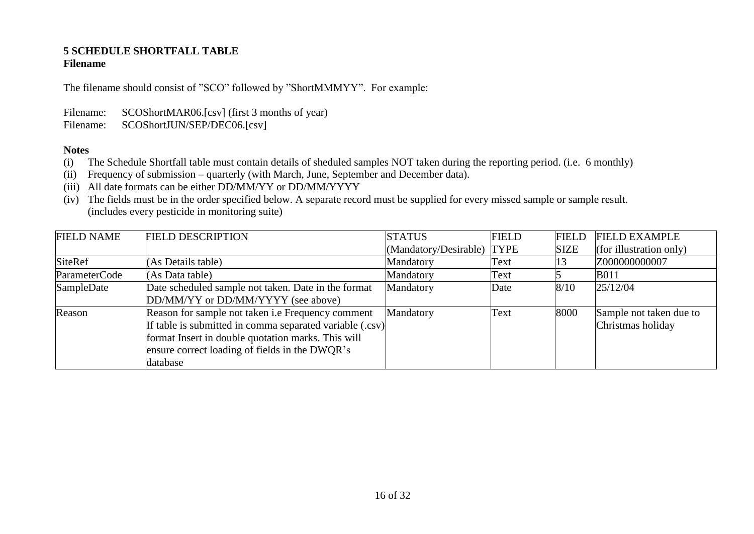## 5 SCHEDULE SHORTFALL TABLE

**Filename**

The filename should consist of ”SCO” followed by ”ShortMMMYY”. For example:

Filename: SCOShortMAR06.[csv] (first 3 months of year)
Filename: SCOShortJUN/SEP/DEC06.[csv]

**Notes**

(i) The Schedule Shortfall table must contain details of sheduled samples NOT taken during the reporting period. (i.e. 6 monthly)
(ii) Frequency of submission – quarterly (with March, June, September and December data).
(iii) All date formats can be either DD/MM/YY or DD/MM/YYYY
(iv) The fields must be in the order specified below. A separate record must be supplied for every missed sample or sample result. (includes every pesticide in monitoring suite)

| FIELD NAME | FIELD DESCRIPTION | STATUS (Mandatory/Desirable) | FIELD TYPE | FIELD SIZE | FIELD EXAMPLE (for illustration only) |
|---|---|---|---|---|---|
| SiteRef | (As Details table) | Mandatory | Text | 13 | Z000000000007 |
| ParameterCode | (As Data table) | Mandatory | Text | 5 | B011 |
| SampleDate | Date scheduled sample not taken. Date in the format DD/MM/YY or DD/MM/YYYY (see above) | Mandatory | Date | 8/10 | 25/12/04 |
| Reason | Reason for sample not taken i.e Frequency comment If table is submitted in comma separated variable (.csv) format Insert in double quotation marks. This will ensure correct loading of fields in the DWQR's database | Mandatory | Text | 8000 | Sample not taken due to Christmas holiday |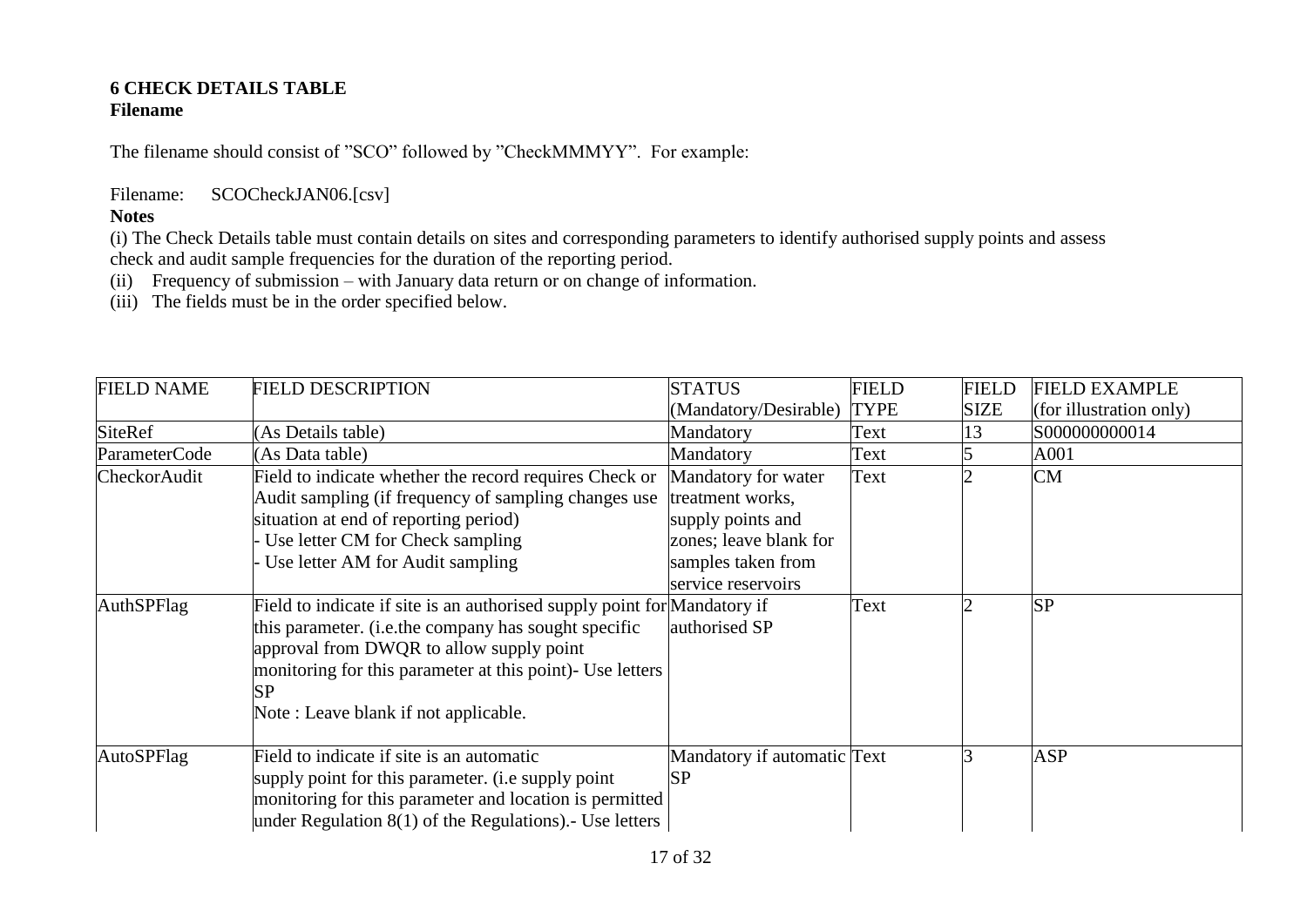# 6 CHECK DETAILS TABLE

**Filename**

The filename should consist of "SCO" followed by "CheckMMMYY". For example:

Filename: SCOCheckJAN06.[csv]

**Notes**

(i) The Check Details table must contain details on sites and corresponding parameters to identify authorised supply points and assess check and audit sample frequencies for the duration of the reporting period.

(ii) Frequency of submission – with January data return or on change of information.

(iii) The fields must be in the order specified below.

| FIELD NAME | FIELD DESCRIPTION | STATUS (Mandatory/Desirable) | FIELD TYPE | FIELD SIZE | FIELD EXAMPLE (for illustration only) |
|---|---|---|---|---|---|
| SiteRef | (As Details table) | Mandatory | Text | 13 | S000000000014 |
| ParameterCode | (As Data table) | Mandatory | Text | 5 | A001 |
| CheckorAudit | Field to indicate whether the record requires Check or Audit sampling (if frequency of sampling changes use situation at end of reporting period)<br>- Use letter CM for Check sampling<br>- Use letter AM for Audit sampling | Mandatory for water treatment works, supply points and zones; leave blank for samples taken from service reservoirs | Text | 2 | CM |
| AuthSPFlag | Field to indicate if site is an authorised supply point for this parameter. (i.e.the company has sought specific approval from DWQR to allow supply point monitoring for this parameter at this point)- Use letters SP<br>Note : Leave blank if not applicable. | Mandatory if authorised SP | Text | 2 | SP |
| AutoSPFlag | Field to indicate if site is an automatic supply point for this parameter. (i.e supply point monitoring for this parameter and location is permitted under Regulation 8(1) of the Regulations).- Use letters | Mandatory if automatic SP | Text | 3 | ASP |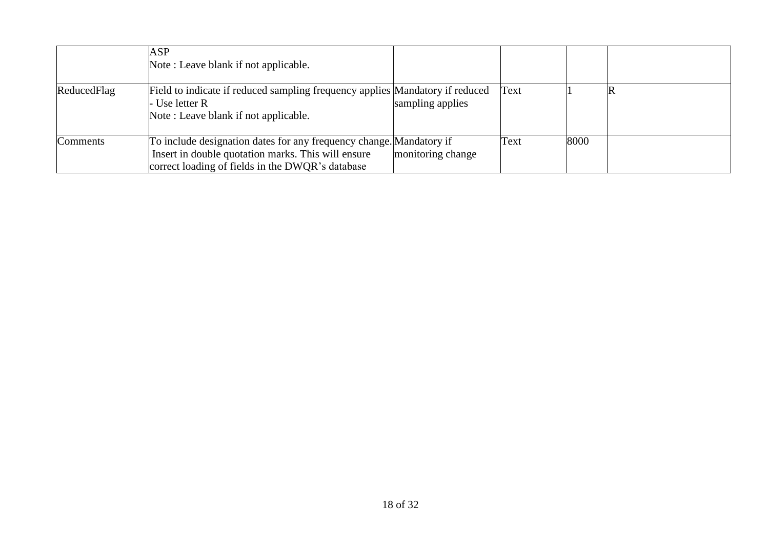| | | | | | |
|---|---|---|---|---|---|
| | ASP<br>Note : Leave blank if not applicable. | | | | |
| ReducedFlag | Field to indicate if reduced sampling frequency applies - Use letter R<br>Note : Leave blank if not applicable. | Mandatory if reduced sampling applies | Text | 1 | R |
| Comments | To include designation dates for any frequency change. Insert in double quotation marks. This will ensure correct loading of fields in the DWQR's database | Mandatory if monitoring change | Text | 8000 | |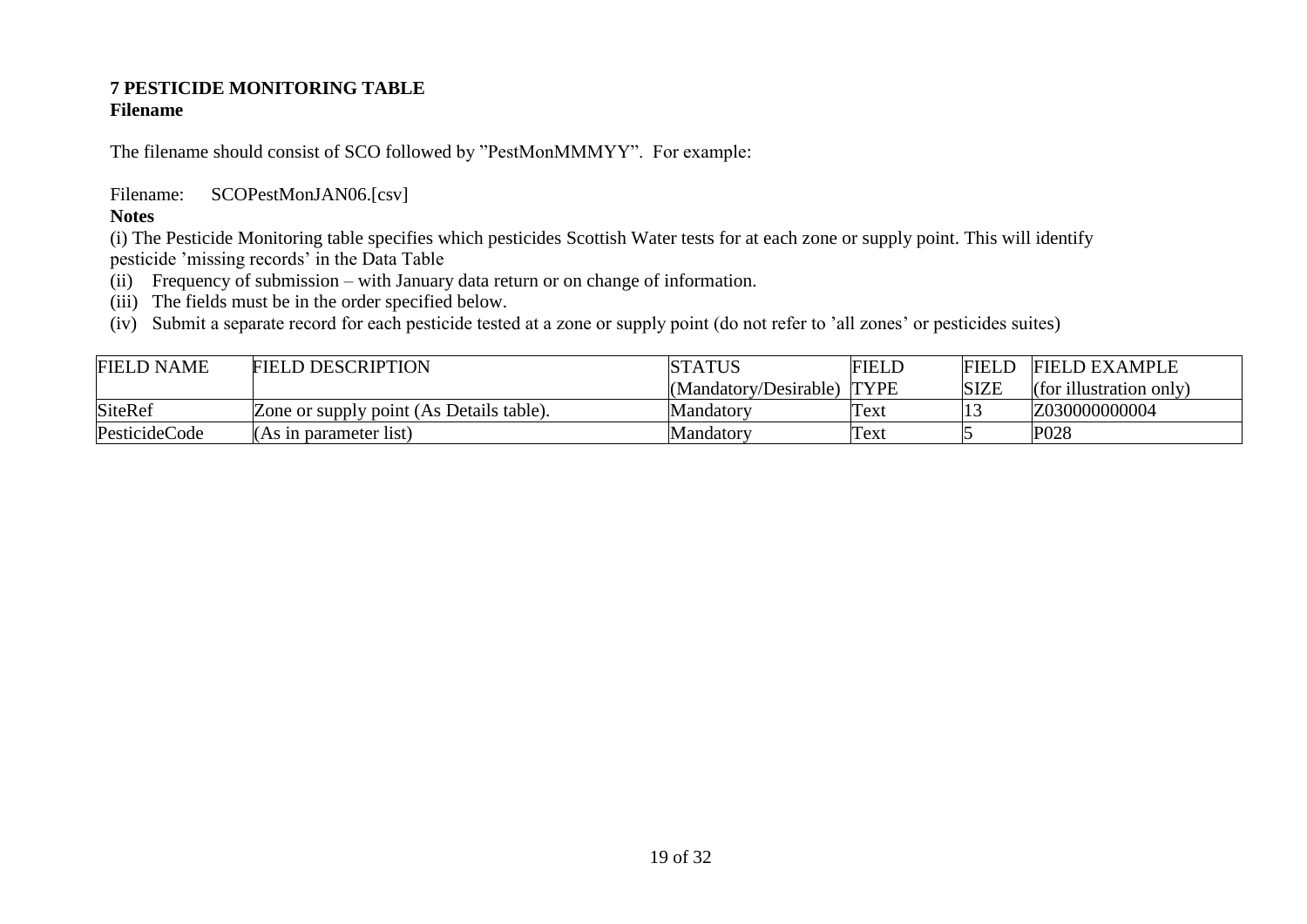## 7 PESTICIDE MONITORING TABLE

**Filename**

The filename should consist of SCO followed by "PestMonMMMYY". For example:

Filename: SCOPestMonJAN06.[csv]

**Notes**

(i) The Pesticide Monitoring table specifies which pesticides Scottish Water tests for at each zone or supply point. This will identify pesticide 'missing records' in the Data Table

(ii) Frequency of submission – with January data return or on change of information.

(iii) The fields must be in the order specified below.

(iv) Submit a separate record for each pesticide tested at a zone or supply point (do not refer to 'all zones' or pesticides suites)

| FIELD NAME | FIELD DESCRIPTION | STATUS (Mandatory/Desirable) | FIELD TYPE | FIELD SIZE | FIELD EXAMPLE (for illustration only) |
|---|---|---|---|---|---|
| SiteRef | Zone or supply point (As Details table). | Mandatory | Text | 13 | Z030000000004 |
| PesticideCode | (As in parameter list) | Mandatory | Text | 5 | P028 |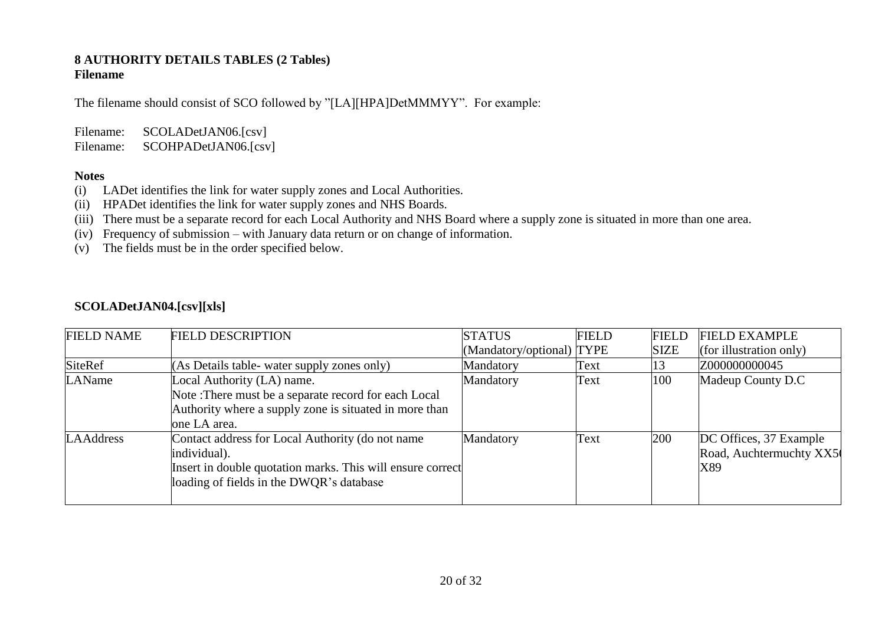**8 AUTHORITY DETAILS TABLES (2 Tables)**
**Filename**

The filename should consist of SCO followed by "[LA][HPA]DetMMMYY". For example:

Filename: SCOLADetJAN06.[csv]
Filename: SCOHPADetJAN06.[csv]

**Notes**

(i) LADet identifies the link for water supply zones and Local Authorities.
(ii) HPADet identifies the link for water supply zones and NHS Boards.
(iii) There must be a separate record for each Local Authority and NHS Board where a supply zone is situated in more than one area.
(iv) Frequency of submission – with January data return or on change of information.
(v) The fields must be in the order specified below.

**SCOLADetJAN04.[csv][xls]**

| FIELD NAME | FIELD DESCRIPTION | STATUS (Mandatory/optional) | FIELD TYPE | FIELD SIZE | FIELD EXAMPLE (for illustration only) |
|---|---|---|---|---|---|
| SiteRef | (As Details table- water supply zones only) | Mandatory | Text | 13 | Z000000000045 |
| LAName | Local Authority (LA) name. Note :There must be a separate record for each Local Authority where a supply zone is situated in more than one LA area. | Mandatory | Text | 100 | Madeup County D.C |
| LAAddress | Contact address for Local Authority (do not name individual). Insert in double quotation marks. This will ensure correct loading of fields in the DWQR's database | Mandatory | Text | 200 | DC Offices, 37 Example Road, Auchtermuchty XX5( X89 |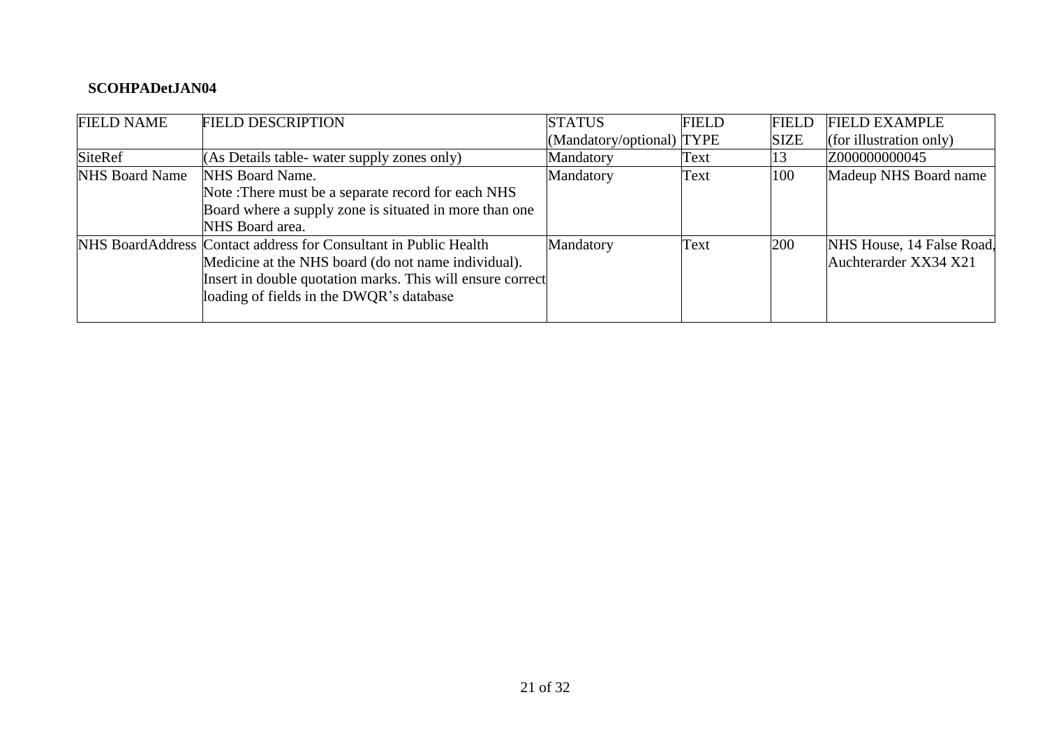**SCOHPADetJAN04**

| FIELD NAME | FIELD DESCRIPTION | STATUS (Mandatory/optional) | FIELD TYPE | FIELD SIZE | FIELD EXAMPLE (for illustration only) |
|---|---|---|---|---|---|
| SiteRef | (As Details table- water supply zones only) | Mandatory | Text | 13 | Z000000000045 |
| NHS Board Name | NHS Board Name. Note :There must be a separate record for each NHS Board where a supply zone is situated in more than one NHS Board area. | Mandatory | Text | 100 | Madeup NHS Board name |
| NHS BoardAddress | Contact address for Consultant in Public Health Medicine at the NHS board (do not name individual). Insert in double quotation marks. This will ensure correct loading of fields in the DWQR's database | Mandatory | Text | 200 | NHS House, 14 False Road, Auchterarder XX34 X21 |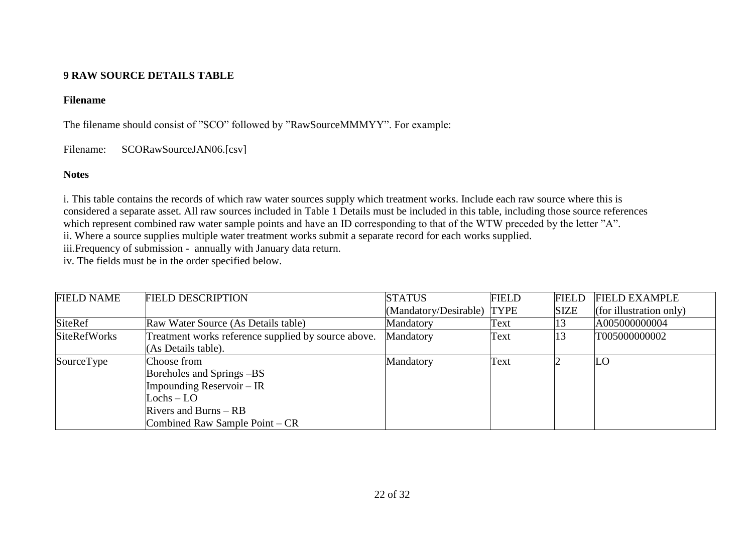## 9 RAW SOURCE DETAILS TABLE

**Filename**

The filename should consist of "SCO" followed by "RawSourceMMMYY". For example:

Filename: SCORawSourceJAN06.[csv]

**Notes**

i. This table contains the records of which raw water sources supply which treatment works. Include each raw source where this is considered a separate asset. All raw sources included in Table 1 Details must be included in this table, including those source references which represent combined raw water sample points and have an ID corresponding to that of the WTW preceded by the letter "A".
ii. Where a source supplies multiple water treatment works submit a separate record for each works supplied.
iii.Frequency of submission - annually with January data return.
iv. The fields must be in the order specified below.

| FIELD NAME | FIELD DESCRIPTION | STATUS (Mandatory/Desirable) | FIELD TYPE | FIELD SIZE | FIELD EXAMPLE (for illustration only) |
|---|---|---|---|---|---|
| SiteRef | Raw Water Source (As Details table) | Mandatory | Text | 13 | A005000000004 |
| SiteRefWorks | Treatment works reference supplied by source above. (As Details table). | Mandatory | Text | 13 | T005000000002 |
| SourceType | Choose from<br>Boreholes and Springs –BS<br>Impounding Reservoir – IR<br>Lochs – LO<br>Rivers and Burns – RB<br>Combined Raw Sample Point – CR | Mandatory | Text | 2 | LO |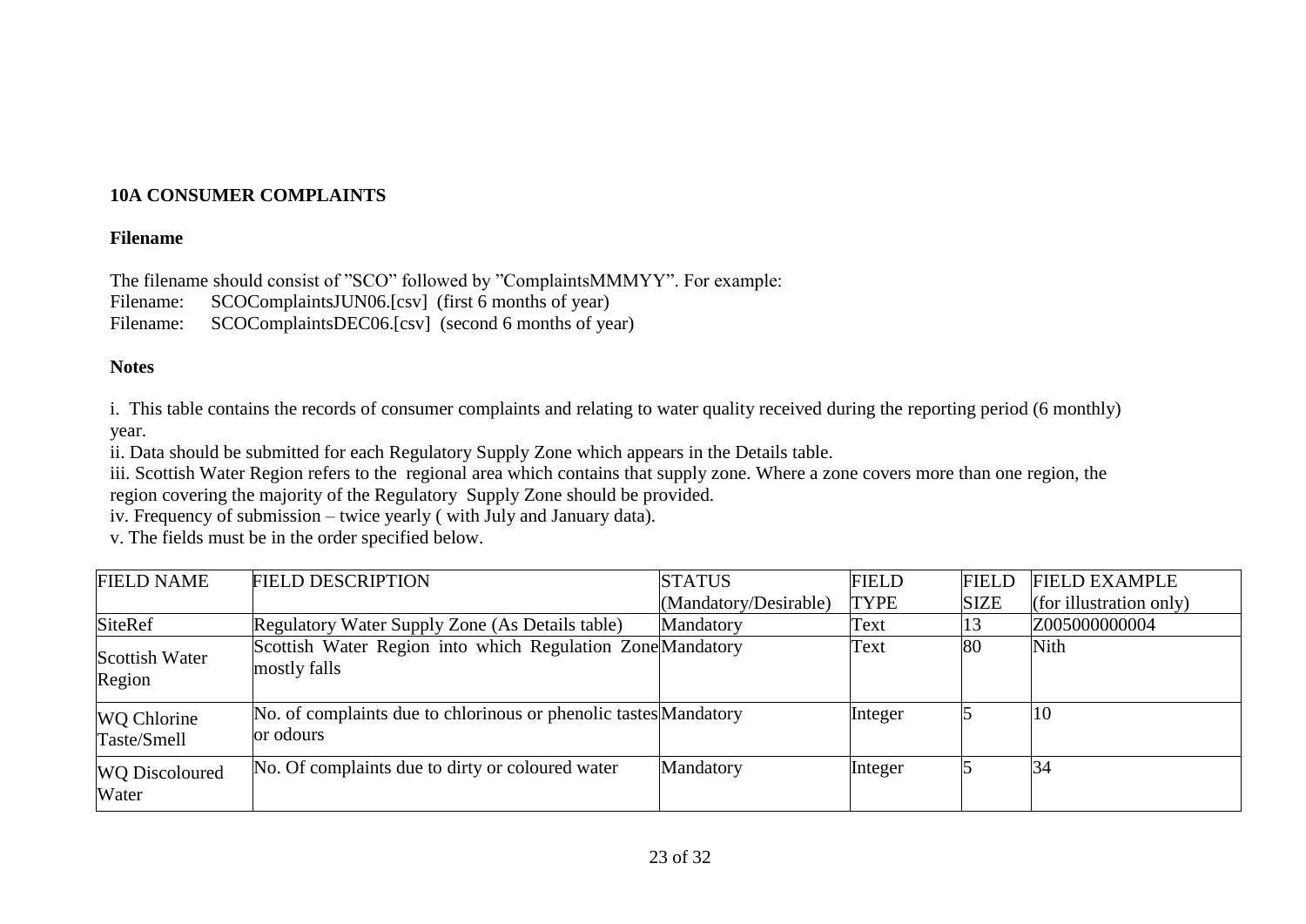**10A CONSUMER COMPLAINTS**

**Filename**

The filename should consist of "SCO" followed by "ComplaintsMMMYY". For example:
Filename: SCOComplaintsJUN06.[csv] (first 6 months of year)
Filename: SCOComplaintsDEC06.[csv] (second 6 months of year)

**Notes**

i. This table contains the records of consumer complaints and relating to water quality received during the reporting period (6 monthly) year.
ii. Data should be submitted for each Regulatory Supply Zone which appears in the Details table.
iii. Scottish Water Region refers to the regional area which contains that supply zone. Where a zone covers more than one region, the region covering the majority of the Regulatory Supply Zone should be provided.
iv. Frequency of submission – twice yearly ( with July and January data).
v. The fields must be in the order specified below.

| FIELD NAME | FIELD DESCRIPTION | STATUS (Mandatory/Desirable) | FIELD TYPE | FIELD SIZE | FIELD EXAMPLE (for illustration only) |
|---|---|---|---|---|---|
| SiteRef | Regulatory Water Supply Zone (As Details table) | Mandatory | Text | 13 | Z005000000004 |
| Scottish Water Region | Scottish Water Region into which Regulation Zone mostly falls | Mandatory | Text | 80 | Nith |
| WQ Chlorine Taste/Smell | No. of complaints due to chlorinous or phenolic tastes or odours | Mandatory | Integer | 5 | 10 |
| WQ Discoloured Water | No. Of complaints due to dirty or coloured water | Mandatory | Integer | 5 | 34 |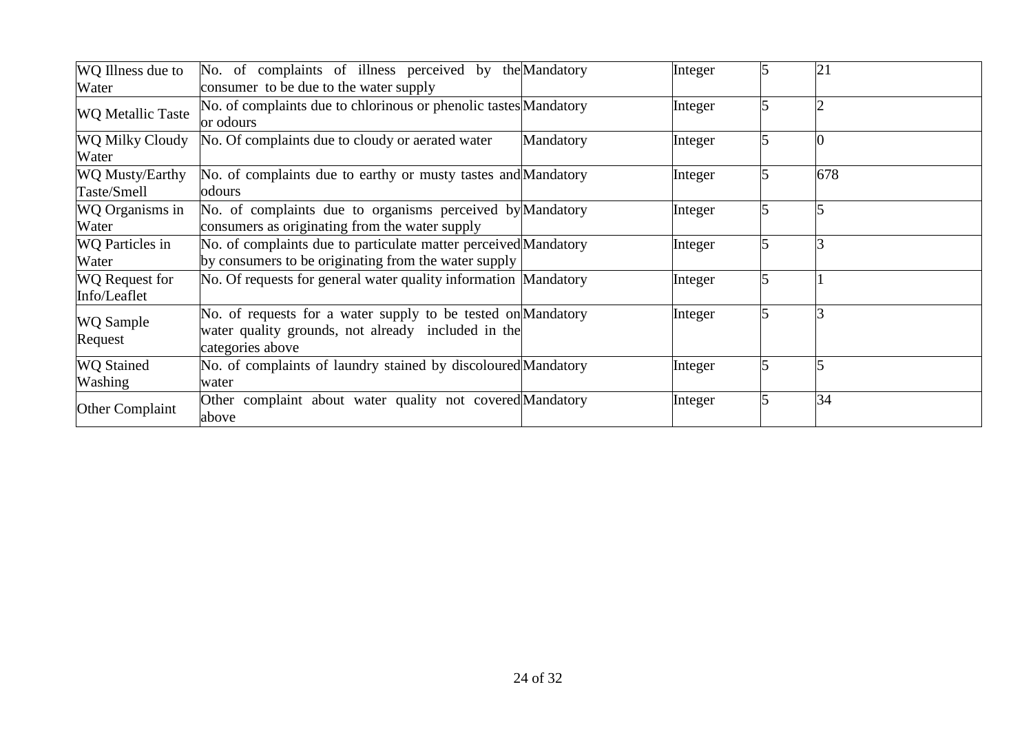| | | | | | |
|---|---|---|---|---|---|
| WQ Illness due to Water | No. of complaints of illness perceived by the consumer to be due to the water supply | Mandatory | Integer | 5 | 21 |
| WQ Metallic Taste | No. of complaints due to chlorinous or phenolic tastes or odours | Mandatory | Integer | 5 | 2 |
| WQ Milky Cloudy Water | No. Of complaints due to cloudy or aerated water | Mandatory | Integer | 5 | 0 |
| WQ Musty/Earthy Taste/Smell | No. of complaints due to earthy or musty tastes and odours | Mandatory | Integer | 5 | 678 |
| WQ Organisms in Water | No. of complaints due to organisms perceived by consumers as originating from the water supply | Mandatory | Integer | 5 | 5 |
| WQ Particles in Water | No. of complaints due to particulate matter perceived by consumers to be originating from the water supply | Mandatory | Integer | 5 | 3 |
| WQ Request for Info/Leaflet | No. Of requests for general water quality information | Mandatory | Integer | 5 | 1 |
| WQ Sample Request | No. of requests for a water supply to be tested on water quality grounds, not already included in the categories above | Mandatory | Integer | 5 | 3 |
| WQ Stained Washing | No. of complaints of laundry stained by discoloured water | Mandatory | Integer | 5 | 5 |
| Other Complaint | Other complaint about water quality not covered above | Mandatory | Integer | 5 | 34 |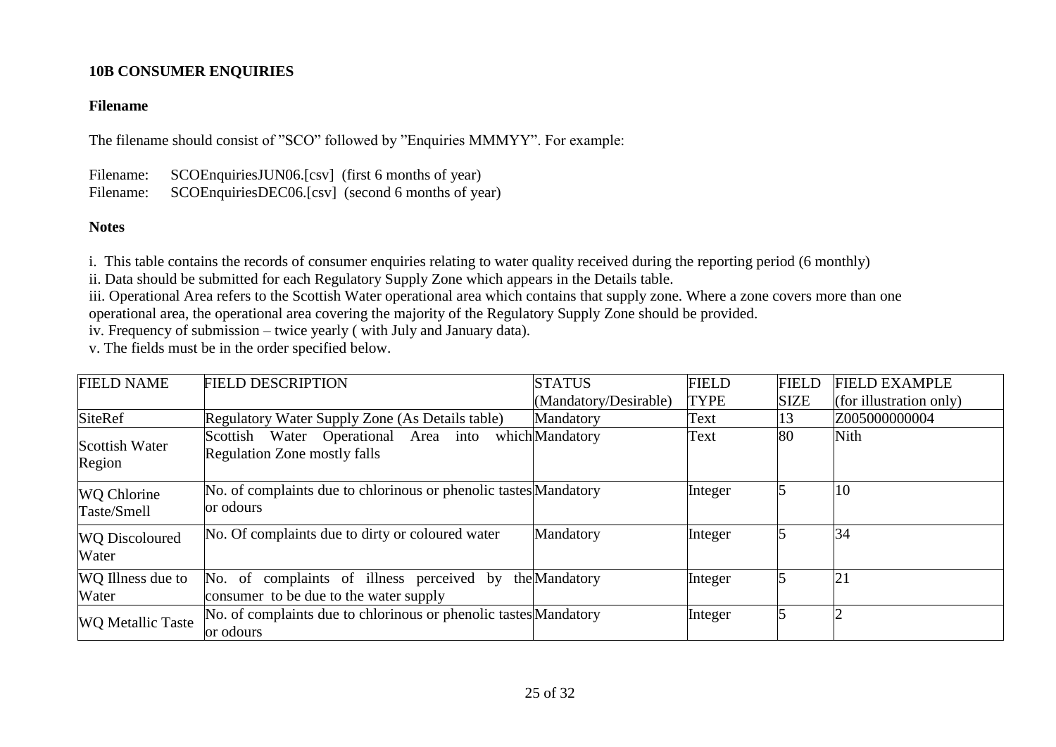**10B CONSUMER ENQUIRIES**

**Filename**

The filename should consist of "SCO" followed by "Enquiries MMMYY". For example:

Filename: SCOEnquiriesJUN06.[csv] (first 6 months of year)
Filename: SCOEnquiriesDEC06.[csv] (second 6 months of year)

**Notes**

i. This table contains the records of consumer enquiries relating to water quality received during the reporting period (6 monthly)
ii. Data should be submitted for each Regulatory Supply Zone which appears in the Details table.
iii. Operational Area refers to the Scottish Water operational area which contains that supply zone. Where a zone covers more than one operational area, the operational area covering the majority of the Regulatory Supply Zone should be provided.
iv. Frequency of submission – twice yearly ( with July and January data).
v. The fields must be in the order specified below.

| FIELD NAME | FIELD DESCRIPTION | STATUS (Mandatory/Desirable) | FIELD TYPE | FIELD SIZE | FIELD EXAMPLE (for illustration only) |
|---|---|---|---|---|---|
| SiteRef | Regulatory Water Supply Zone (As Details table) | Mandatory | Text | 13 | Z005000000004 |
| Scottish Water Region | Scottish Water Operational Area into which Regulation Zone mostly falls | Mandatory | Text | 80 | Nith |
| WQ Chlorine Taste/Smell | No. of complaints due to chlorinous or phenolic tastes or odours | Mandatory | Integer | 5 | 10 |
| WQ Discoloured Water | No. Of complaints due to dirty or coloured water | Mandatory | Integer | 5 | 34 |
| WQ Illness due to Water | No. of complaints of illness perceived by the consumer to be due to the water supply | Mandatory | Integer | 5 | 21 |
| WQ Metallic Taste | No. of complaints due to chlorinous or phenolic tastes or odours | Mandatory | Integer | 5 | 2 |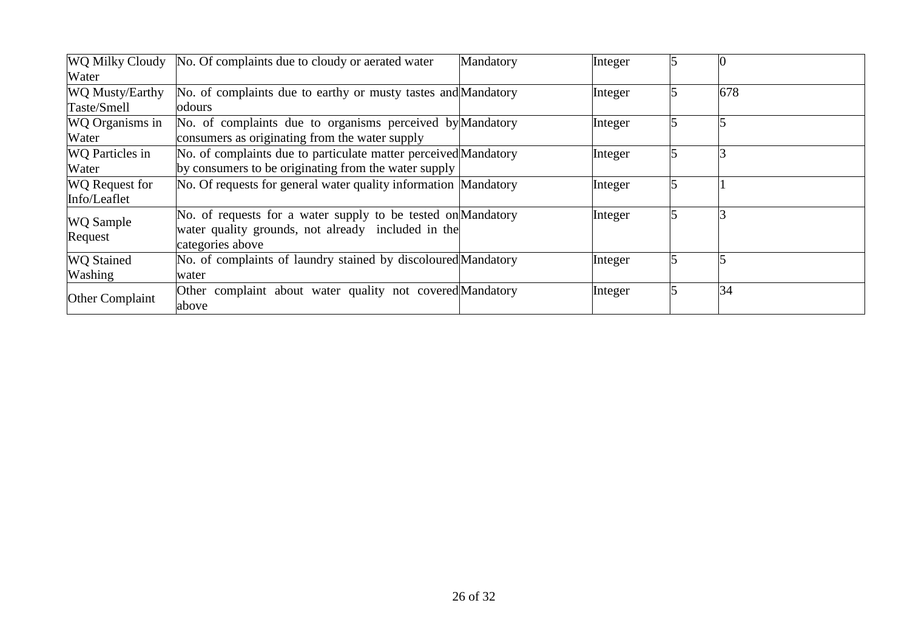| | | | | | |
|---|---|---|---|---|---|
| WQ Milky Cloudy Water | No. Of complaints due to cloudy or aerated water | Mandatory | Integer | 5 | 0 |
| WQ Musty/Earthy Taste/Smell | No. of complaints due to earthy or musty tastes and odours | Mandatory | Integer | 5 | 678 |
| WQ Organisms in Water | No. of complaints due to organisms perceived by consumers as originating from the water supply | Mandatory | Integer | 5 | 5 |
| WQ Particles in Water | No. of complaints due to particulate matter perceived by consumers to be originating from the water supply | Mandatory | Integer | 5 | 3 |
| WQ Request for Info/Leaflet | No. Of requests for general water quality information | Mandatory | Integer | 5 | 1 |
| WQ Sample Request | No. of requests for a water supply to be tested on water quality grounds, not already included in the categories above | Mandatory | Integer | 5 | 3 |
| WQ Stained Washing | No. of complaints of laundry stained by discoloured water | Mandatory | Integer | 5 | 5 |
| Other Complaint | Other complaint about water quality not covered above | Mandatory | Integer | 5 | 34 |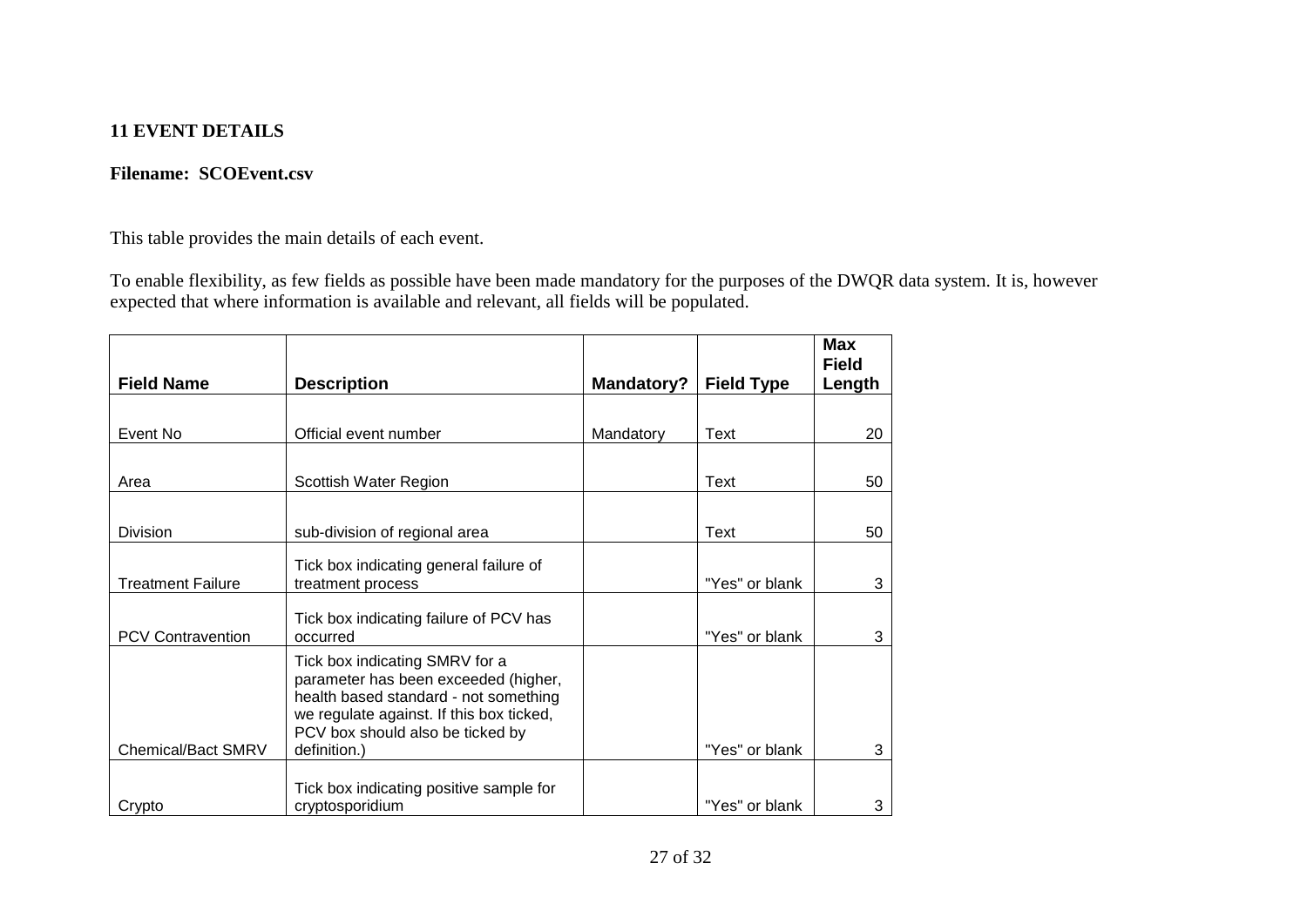## 11 EVENT DETAILS

**Filename: SCOEvent.csv**

This table provides the main details of each event.

To enable flexibility, as few fields as possible have been made mandatory for the purposes of the DWQR data system. It is, however expected that where information is available and relevant, all fields will be populated.

| Field Name | Description | Mandatory? | Field Type | Max Field Length |
|---|---|---|---|---|
| Event No | Official event number | Mandatory | Text | 20 |
| Area | Scottish Water Region | | Text | 50 |
| Division | sub-division of regional area | | Text | 50 |
| Treatment Failure | Tick box indicating general failure of treatment process | | "Yes" or blank | 3 |
| PCV Contravention | Tick box indicating failure of PCV has occurred | | "Yes" or blank | 3 |
| Chemical/Bact SMRV | Tick box indicating SMRV for a parameter has been exceeded (higher, health based standard - not something we regulate against. If this box ticked, PCV box should also be ticked by definition.) | | "Yes" or blank | 3 |
| Crypto | Tick box indicating positive sample for cryptosporidium | | "Yes" or blank | 3 |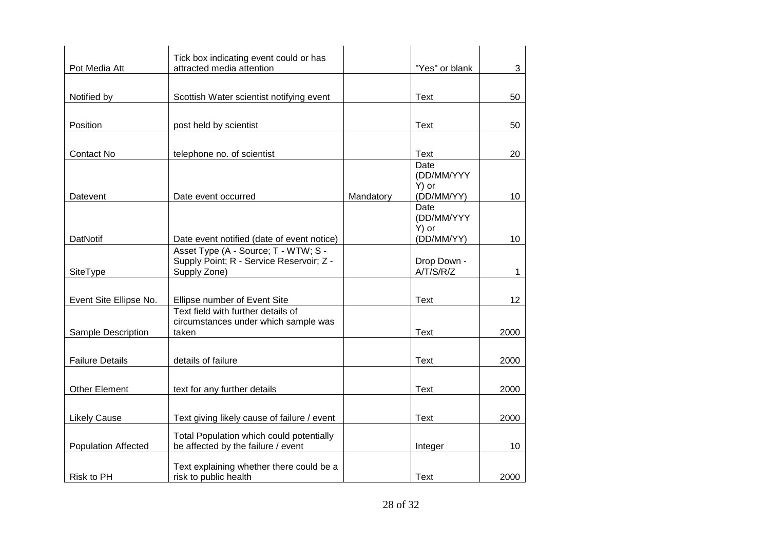| | | | | |
|---|---|---|---|---|
| Pot Media Att | Tick box indicating event could or has attracted media attention | | "Yes" or blank | 3 |
| Notified by | Scottish Water scientist notifying event | | Text | 50 |
| Position | post held by scientist | | Text | 50 |
| Contact No | telephone no. of scientist | | Text | 20 |
| Datevent | Date event occurred | Mandatory | Date (DD/MM/YYYY) or (DD/MM/YY) | 10 |
| DatNotif | Date event notified (date of event notice) | | Date (DD/MM/YYYY) or (DD/MM/YY) | 10 |
| SiteType | Asset Type (A - Source; T - WTW; S - Supply Point; R - Service Reservoir; Z - Supply Zone) | | Drop Down - A/T/S/R/Z | 1 |
| Event Site Ellipse No. | Ellipse number of Event Site | | Text | 12 |
| Sample Description | Text field with further details of circumstances under which sample was taken | | Text | 2000 |
| Failure Details | details of failure | | Text | 2000 |
| Other Element | text for any further details | | Text | 2000 |
| Likely Cause | Text giving likely cause of failure / event | | Text | 2000 |
| Population Affected | Total Population which could potentially be affected by the failure / event | | Integer | 10 |
| Risk to PH | Text explaining whether there could be a risk to public health | | Text | 2000 |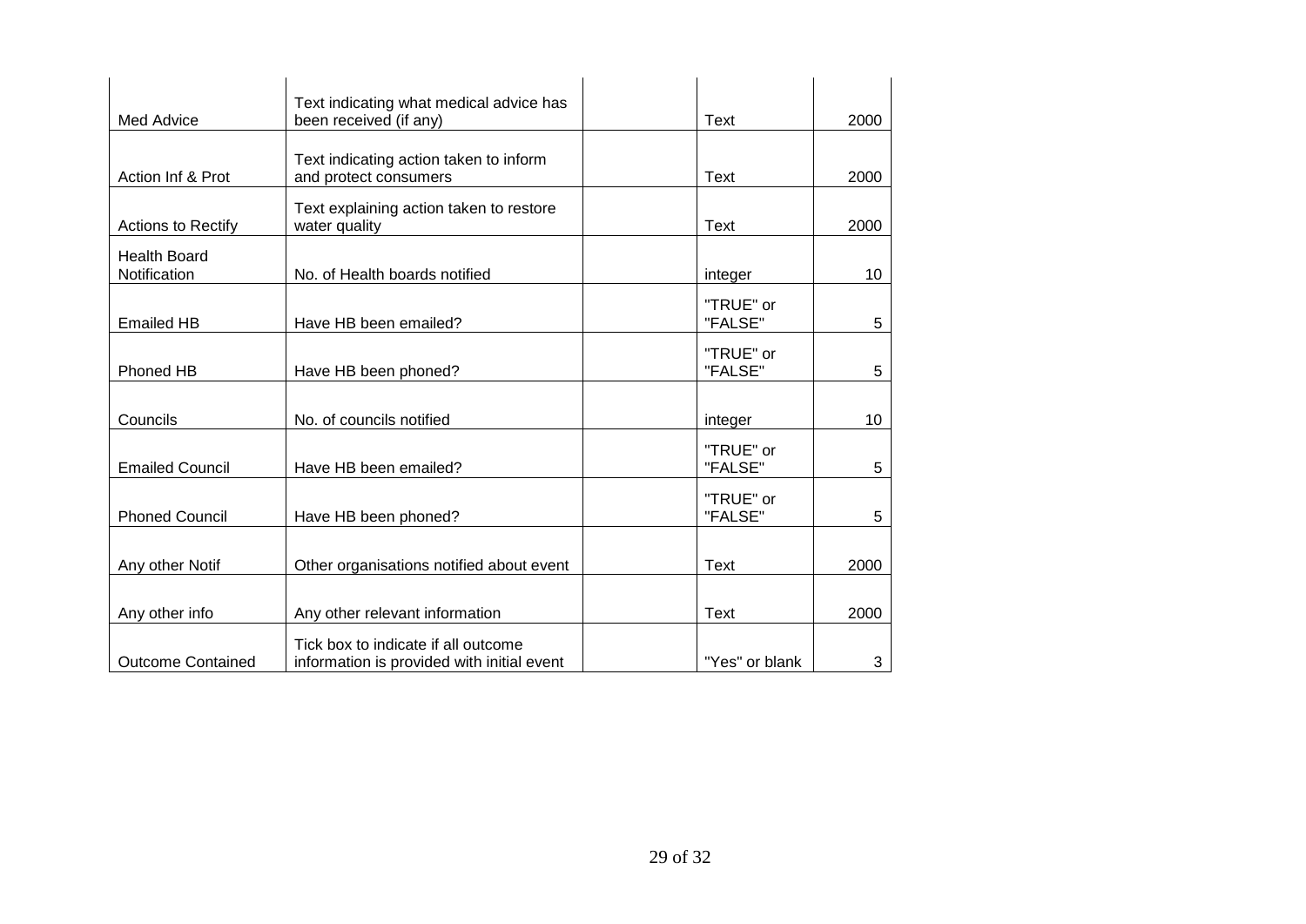| | | | | |
|---|---|---|---|---|
| Med Advice | Text indicating what medical advice has been received (if any) | | Text | 2000 |
| Action Inf & Prot | Text indicating action taken to inform and protect consumers | | Text | 2000 |
| Actions to Rectify | Text explaining action taken to restore water quality | | Text | 2000 |
| Health Board Notification | No. of Health boards notified | | integer | 10 |
| Emailed HB | Have HB been emailed? | | "TRUE" or "FALSE" | 5 |
| Phoned HB | Have HB been phoned? | | "TRUE" or "FALSE" | 5 |
| Councils | No. of councils notified | | integer | 10 |
| Emailed Council | Have HB been emailed? | | "TRUE" or "FALSE" | 5 |
| Phoned Council | Have HB been phoned? | | "TRUE" or "FALSE" | 5 |
| Any other Notif | Other organisations notified about event | | Text | 2000 |
| Any other info | Any other relevant information | | Text | 2000 |
| Outcome Contained | Tick box to indicate if all outcome information is provided with initial event | | "Yes" or blank | 3 |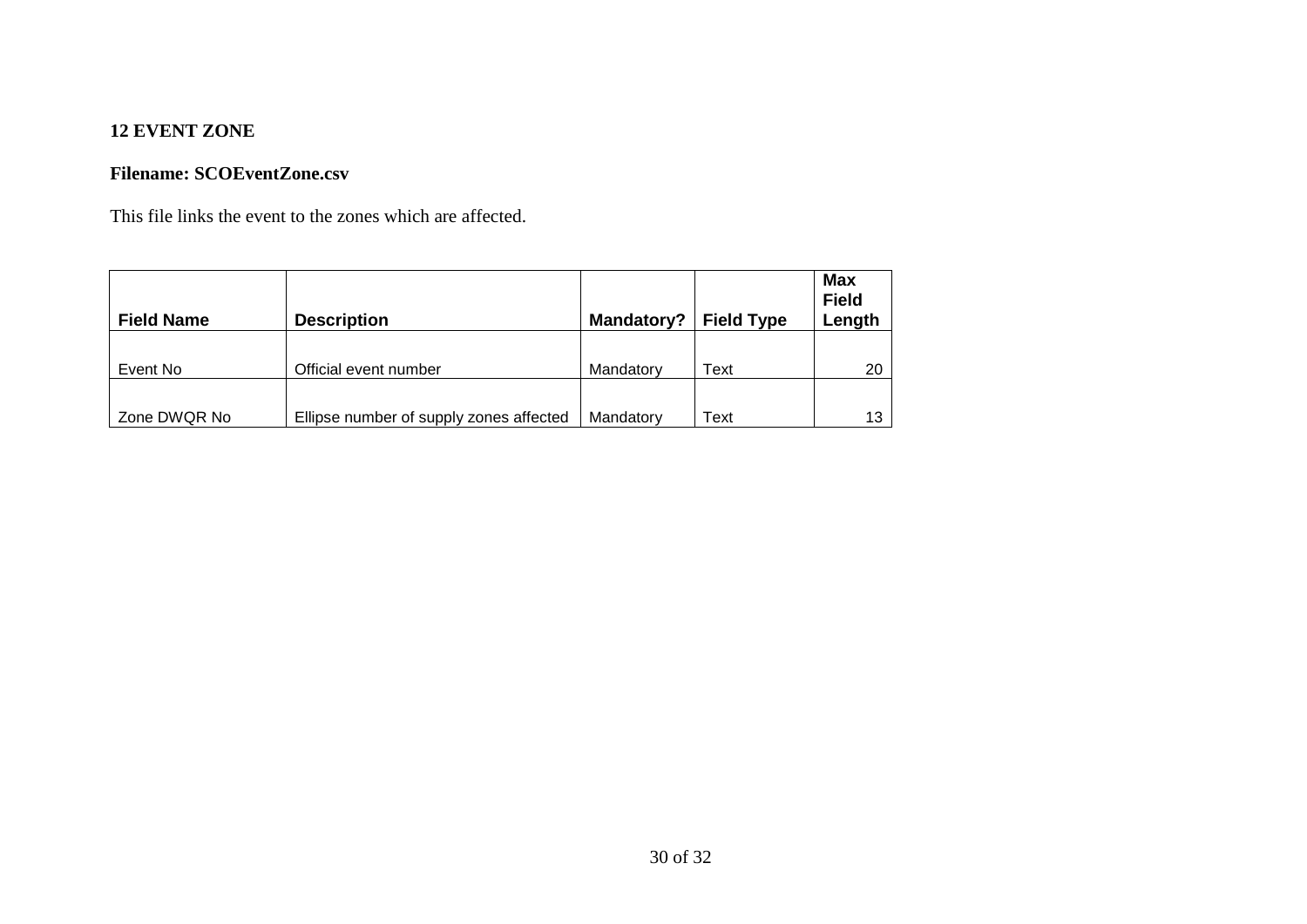## 12 EVENT ZONE

**Filename: SCOEventZone.csv**

This file links the event to the zones which are affected.

| Field Name | Description | Mandatory? | Field Type | Max Field Length |
|---|---|---|---|---|
| Event No | Official event number | Mandatory | Text | 20 |
| Zone DWQR No | Ellipse number of supply zones affected | Mandatory | Text | 13 |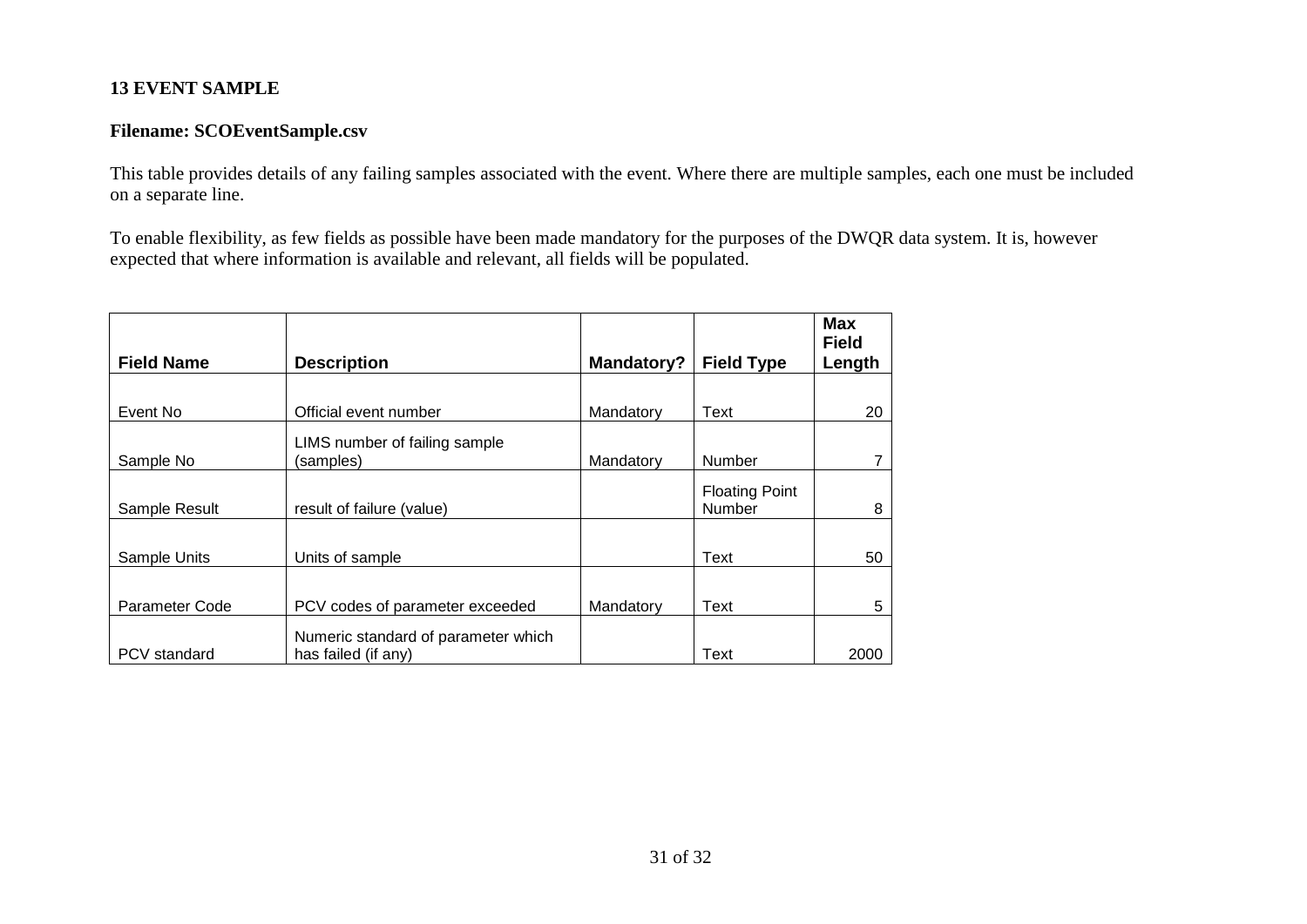## 13 EVENT SAMPLE

**Filename: SCOEventSample.csv**

This table provides details of any failing samples associated with the event. Where there are multiple samples, each one must be included on a separate line.

To enable flexibility, as few fields as possible have been made mandatory for the purposes of the DWQR data system. It is, however expected that where information is available and relevant, all fields will be populated.

| Field Name | Description | Mandatory? | Field Type | Max Field Length |
|---|---|---|---|---|
| Event No | Official event number | Mandatory | Text | 20 |
| Sample No | LIMS number of failing sample (samples) | Mandatory | Number | 7 |
| Sample Result | result of failure (value) | | Floating Point Number | 8 |
| Sample Units | Units of sample | | Text | 50 |
| Parameter Code | PCV codes of parameter exceeded | Mandatory | Text | 5 |
| PCV standard | Numeric standard of parameter which has failed (if any) | | Text | 2000 |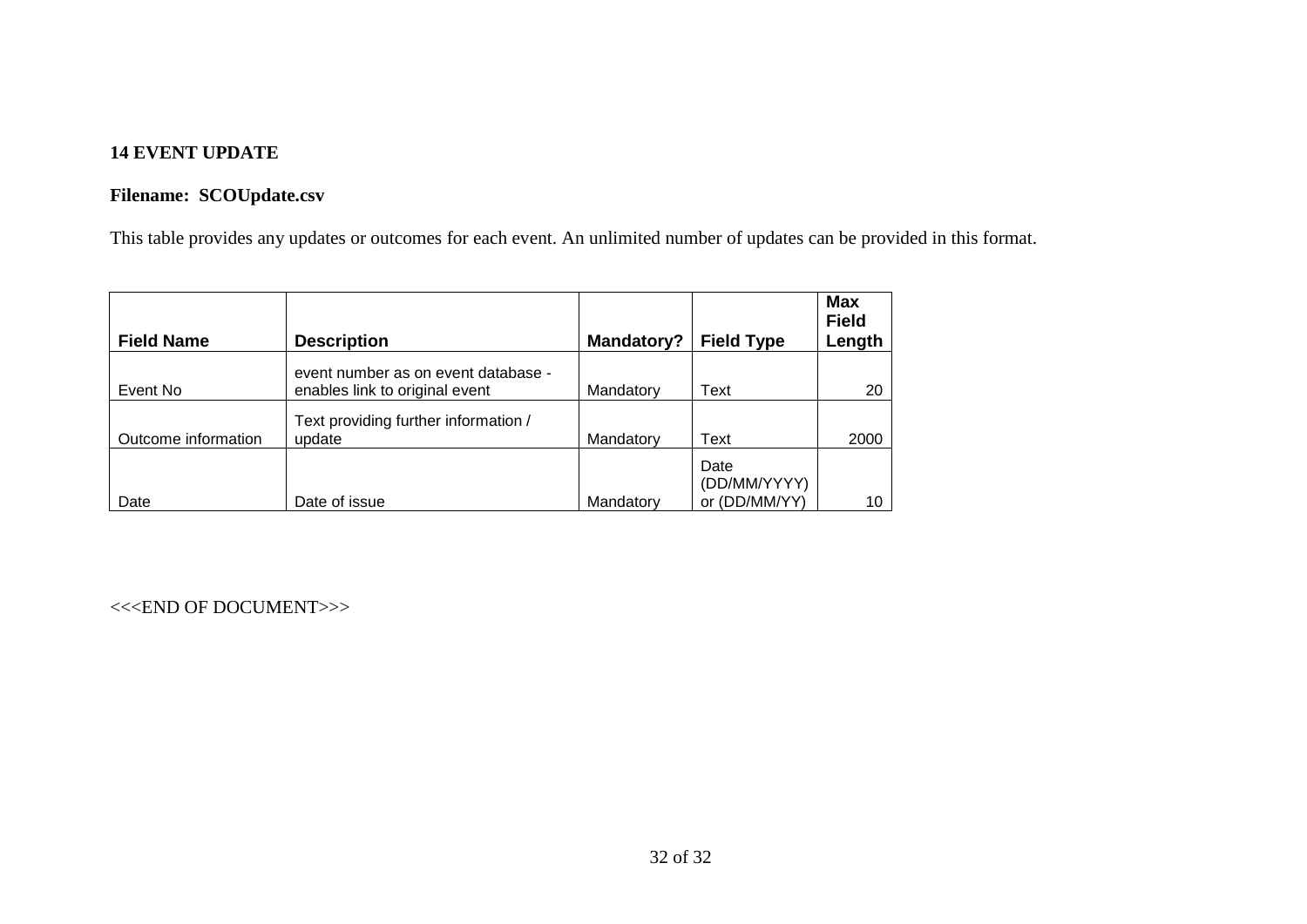**14 EVENT UPDATE**

**Filename: SCOUpdate.csv**

This table provides any updates or outcomes for each event. An unlimited number of updates can be provided in this format.

| Field Name | Description | Mandatory? | Field Type | Max Field Length |
|---|---|---|---|---|
| Event No | event number as on event database - enables link to original event | Mandatory | Text | 20 |
| Outcome information | Text providing further information / update | Mandatory | Text | 2000 |
| Date | Date of issue | Mandatory | Date (DD/MM/YYYY) or (DD/MM/YY) | 10 |

<<<END OF DOCUMENT>>>